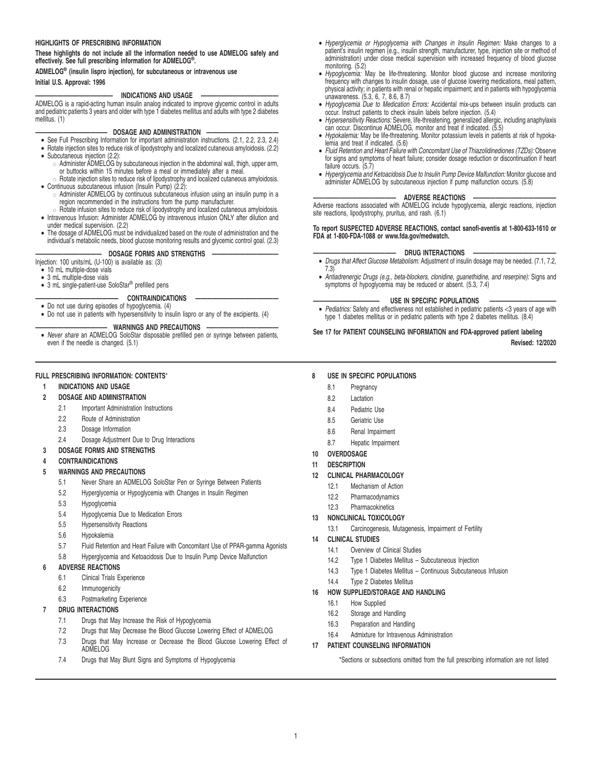## HIGHLIGHTS OF PRESCRIBING INFORMATION

**These highlights do not include all the information needed to use ADMELOG safely and effectively. See full prescribing information for ADMELOG®.**

**ADMELOG® (insulin lispro injection), for subcutaneous or intravenous use**

**Initial U.S. Approval: 1996**

### INDICATIONS AND USAGE

ADMELOG is a rapid-acting human insulin analog indicated to improve glycemic control in adults and pediatric patients 3 years and older with type 1 diabetes mellitus and adults with type 2 diabetes mellitus. (1)

### DOSAGE AND ADMINISTRATION

- See Full Prescribing Information for important administration instructions. (2.1, 2.2, 2.3, 2.4)
- Rotate injection sites to reduce risk of lipodystrophy and localized cutaneous amyloidosis. (2.2)
- Subcutaneous injection (2.2):
  - Administer ADMELOG by subcutaneous injection in the abdominal wall, thigh, upper arm, or buttocks within 15 minutes before a meal or immediately after a meal.
  - Rotate injection sites to reduce risk of lipodystrophy and localized cutaneous amyloidosis.
- Continuous subcutaneous infusion (Insulin Pump) (2.2):
  - Administer ADMELOG by continuous subcutaneous infusion using an insulin pump in a region recommended in the instructions from the pump manufacturer.
  - Rotate infusion sites to reduce risk of lipodystrophy and localized cutaneous amyloidosis.
- Intravenous Infusion: Administer ADMELOG by intravenous infusion ONLY after dilution and under medical supervision. (2.2)
- The dosage of ADMELOG must be individualized based on the route of administration and the individual's metabolic needs, blood glucose monitoring results and glycemic control goal. (2.3)

### DOSAGE FORMS AND STRENGTHS

Injection: 100 units/mL (U-100) is available as: (3)

- 10 mL multiple-dose vials
- 3 mL multiple-dose vials
- 3 mL single-patient-use SoloStar® prefilled pens

### CONTRAINDICATIONS

- Do not use during episodes of hypoglycemia. (4)
- Do not use in patients with hypersensitivity to insulin lispro or any of the excipients. (4)

### WARNINGS AND PRECAUTIONS

- *Never share* an ADMELOG SoloStar disposable prefilled pen or syringe between patients, even if the needle is changed. (5.1)
- *Hyperglycemia or Hypoglycemia with Changes in Insulin Regimen:* Make changes to a patient's insulin regimen (e.g., insulin strength, manufacturer, type, injection site or method of administration) under close medical supervision with increased frequency of blood glucose monitoring. (5.2)
- *Hypoglycemia:* May be life-threatening. Monitor blood glucose and increase monitoring frequency with changes to insulin dosage, use of glucose lowering medications, meal pattern, physical activity; in patients with renal or hepatic impairment; and in patients with hypoglycemia unawareness. (5.3, 6, 7, 8.6, 8.7)
- *Hypoglycemia Due to Medication Errors:* Accidental mix-ups between insulin products can occur. Instruct patients to check insulin labels before injection. (5.4)
- *Hypersensitivity Reactions:* Severe, life-threatening, generalized allergic, including anaphylaxis can occur. Discontinue ADMELOG, monitor and treat if indicated. (5.5)
- *Hypokalemia:* May be life-threatening. Monitor potassium levels in patients at risk of hypokalemia and treat if indicated. (5.6)
- *Fluid Retention and Heart Failure with Concomitant Use of Thiazolidinediones (TZDs):* Observe for signs and symptoms of heart failure; consider dosage reduction or discontinuation if heart failure occurs. (5.7)
- *Hyperglycemia and Ketoacidosis Due to Insulin Pump Device Malfunction:* Monitor glucose and administer ADMELOG by subcutaneous injection if pump malfunction occurs. (5.8)

### ADVERSE REACTIONS

Adverse reactions associated with ADMELOG include hypoglycemia, allergic reactions, injection site reactions, lipodystrophy, pruritus, and rash. (6.1)

**To report SUSPECTED ADVERSE REACTIONS, contact sanofi-aventis at 1-800-633-1610 or FDA at 1-800-FDA-1088 or www.fda.gov/medwatch.**

### DRUG INTERACTIONS

- *Drugs that Affect Glucose Metabolism:* Adjustment of insulin dosage may be needed. (7.1, 7.2, 7.3)
- *Antiadrenergic Drugs (e.g., beta-blockers, clonidine, guanethidine, and reserpine):* Signs and symptoms of hypoglycemia may be reduced or absent. (5.3, 7.4)

### USE IN SPECIFIC POPULATIONS

- *Pediatrics:* Safety and effectiveness not established in pediatric patients <3 years of age with type 1 diabetes mellitus or in pediatric patients with type 2 diabetes mellitus. (8.4)

**See 17 for PATIENT COUNSELING INFORMATION and FDA-approved patient labeling**

**Revised: 12/2020**

## FULL PRESCRIBING INFORMATION: CONTENTS*

**1 INDICATIONS AND USAGE**

**2 DOSAGE AND ADMINISTRATION**
- 2.1 Important Administration Instructions
- 2.2 Route of Administration
- 2.3 Dosage Information
- 2.4 Dosage Adjustment Due to Drug Interactions

**3 DOSAGE FORMS AND STRENGTHS**

**4 CONTRAINDICATIONS**

**5 WARNINGS AND PRECAUTIONS**
- 5.1 Never Share an ADMELOG SoloStar Pen or Syringe Between Patients
- 5.2 Hyperglycemia or Hypoglycemia with Changes in Insulin Regimen
- 5.3 Hypoglycemia
- 5.4 Hypoglycemia Due to Medication Errors
- 5.5 Hypersensitivity Reactions
- 5.6 Hypokalemia
- 5.7 Fluid Retention and Heart Failure with Concomitant Use of PPAR-gamma Agonists
- 5.8 Hyperglycemia and Ketoacidosis Due to Insulin Pump Device Malfunction

**6 ADVERSE REACTIONS**
- 6.1 Clinical Trials Experience
- 6.2 Immunogenicity
- 6.3 Postmarketing Experience

**7 DRUG INTERACTIONS**
- 7.1 Drugs that May Increase the Risk of Hypoglycemia
- 7.2 Drugs that May Decrease the Blood Glucose Lowering Effect of ADMELOG
- 7.3 Drugs that May Increase or Decrease the Blood Glucose Lowering Effect of ADMELOG
- 7.4 Drugs that May Blunt Signs and Symptoms of Hypoglycemia

**8 USE IN SPECIFIC POPULATIONS**
- 8.1 Pregnancy
- 8.2 Lactation
- 8.4 Pediatric Use
- 8.5 Geriatric Use
- 8.6 Renal Impairment
- 8.7 Hepatic Impairment

**10 OVERDOSAGE**

**11 DESCRIPTION**

**12 CLINICAL PHARMACOLOGY**
- 12.1 Mechanism of Action
- 12.2 Pharmacodynamics
- 12.3 Pharmacokinetics

**13 NONCLINICAL TOXICOLOGY**
- 13.1 Carcinogenesis, Mutagenesis, Impairment of Fertility

**14 CLINICAL STUDIES**
- 14.1 Overview of Clinical Studies
- 14.2 Type 1 Diabetes Mellitus – Subcutaneous Injection
- 14.3 Type 1 Diabetes Mellitus – Continuous Subcutaneous Infusion
- 14.4 Type 2 Diabetes Mellitus

**16 HOW SUPPLIED/STORAGE AND HANDLING**
- 16.1 How Supplied
- 16.2 Storage and Handling
- 16.3 Preparation and Handling
- 16.4 Admixture for Intravenous Administration

**17 PATIENT COUNSELING INFORMATION**

\*Sections or subsections omitted from the full prescribing information are not listed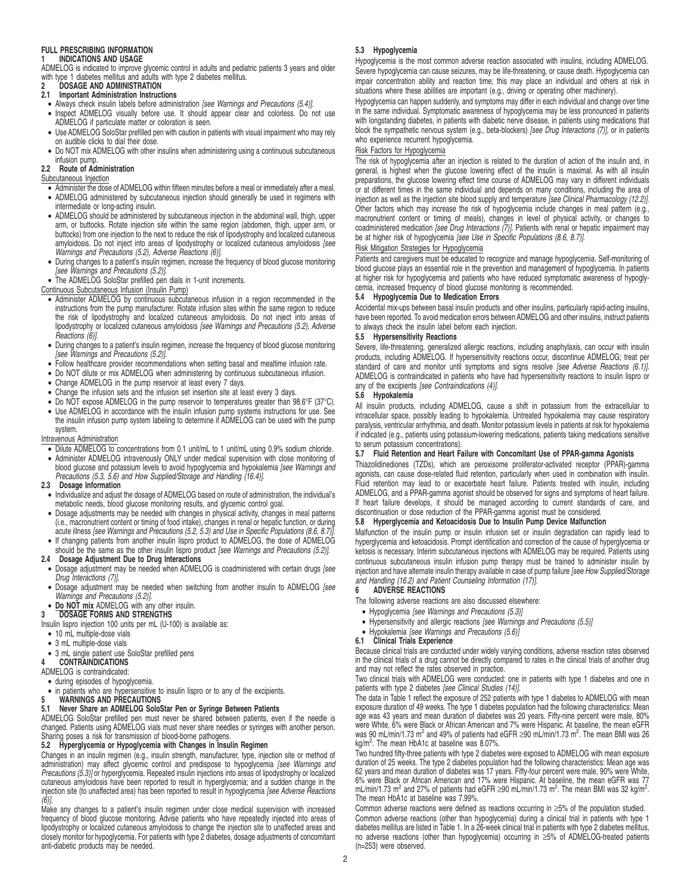# FULL PRESCRIBING INFORMATION

## 1 INDICATIONS AND USAGE

ADMELOG is indicated to improve glycemic control in adults and pediatric patients 3 years and older with type 1 diabetes mellitus and adults with type 2 diabetes mellitus.

## 2 DOSAGE AND ADMINISTRATION

### 2.1 Important Administration Instructions

- Always check insulin labels before administration *[see Warnings and Precautions (5.4)]*.
- Inspect ADMELOG visually before use. It should appear clear and colorless. Do not use ADMELOG if particulate matter or coloration is seen.
- Use ADMELOG SoloStar prefilled pen with caution in patients with visual impairment who may rely on audible clicks to dial their dose.
- Do NOT mix ADMELOG with other insulins when administering using a continuous subcutaneous infusion pump.

### 2.2 Route of Administration

Subcutaneous Injection

- Administer the dose of ADMELOG within fifteen minutes before a meal or immediately after a meal.
- ADMELOG administered by subcutaneous injection should generally be used in regimens with intermediate or long-acting insulin.
- ADMELOG should be administered by subcutaneous injection in the abdominal wall, thigh, upper arm, or buttocks. Rotate injection site within the same region (abdomen, thigh, upper arm, or buttocks) from one injection to the next to reduce the risk of lipodystrophy and localized cutaneous amyloidosis. Do not inject into areas of lipodystrophy or localized cutaneous amyloidosis *[see Warnings and Precautions (5.2), Adverse Reactions (6)]*.
- During changes to a patient's insulin regimen, increase the frequency of blood glucose monitoring *[see Warnings and Precautions (5.2)]*.
- The ADMELOG SoloStar prefilled pen dials in 1-unit increments.

Continuous Subcutaneous Infusion (Insulin Pump)

- Administer ADMELOG by continuous subcutaneous infusion in a region recommended in the instructions from the pump manufacturer. Rotate infusion sites within the same region to reduce the risk of lipodystrophy and localized cutaneous amyloidosis. Do not inject into areas of lipodystrophy or localized cutaneous amyloidosis *[see Warnings and Precautions (5.2), Adverse Reactions (6)]*.
- During changes to a patient's insulin regimen, increase the frequency of blood glucose monitoring *[see Warnings and Precautions (5.2)]*.
- Follow healthcare provider recommendations when setting basal and mealtime infusion rate.
- Do NOT dilute or mix ADMELOG when administering by continuous subcutaneous infusion.
- Change ADMELOG in the pump reservoir at least every 7 days.
- Change the infusion sets and the infusion set insertion site at least every 3 days.
- Do NOT expose ADMELOG in the pump reservoir to temperatures greater than 98.6°F (37°C).
- Use ADMELOG in accordance with the insulin infusion pump systems instructions for use. See the insulin infusion pump system labeling to determine if ADMELOG can be used with the pump system.

Intravenous Administration

- Dilute ADMELOG to concentrations from 0.1 unit/mL to 1 unit/mL using 0.9% sodium chloride.
- Administer ADMELOG intravenously ONLY under medical supervision with close monitoring of blood glucose and potassium levels to avoid hypoglycemia and hypokalemia *[see Warnings and Precautions (5.3, 5.6) and How Supplied/Storage and Handling (16.4)]*.

### 2.3 Dosage Information

- Individualize and adjust the dosage of ADMELOG based on route of administration, the individual's metabolic needs, blood glucose monitoring results, and glycemic control goal.
- Dosage adjustments may be needed with changes in physical activity, changes in meal patterns (i.e., macronutrient content or timing of food intake), changes in renal or hepatic function, or during acute illness *[see Warnings and Precautions (5.2, 5.3) and Use in Specific Populations (8.6, 8.7)]*.
- If changing patients from another insulin lispro product to ADMELOG, the dose of ADMELOG should be the same as the other insulin lispro product *[see Warnings and Precautions (5.2)]*.

### 2.4 Dosage Adjustment Due to Drug Interactions

- Dosage adjustment may be needed when ADMELOG is coadministered with certain drugs *[see Drug Interactions (7)]*.
- Dosage adjustment may be needed when switching from another insulin to ADMELOG *[see Warnings and Precautions (5.2)]*.
- **Do NOT mix** ADMELOG with any other insulin.

## 3 DOSAGE FORMS AND STRENGTHS

Insulin lispro injection 100 units per mL (U-100) is available as:

- 10 mL multiple-dose vials
- 3 mL multiple-dose vials
- 3 mL single patient use SoloStar prefilled pens

## 4 CONTRAINDICATIONS

ADMELOG is contraindicated:

- during episodes of hypoglycemia.
- in patients who are hypersensitive to insulin lispro or to any of the excipients.

## 5 WARNINGS AND PRECAUTIONS

### 5.1 Never Share an ADMELOG SoloStar Pen or Syringe Between Patients

ADMELOG SoloStar prefilled pen must never be shared between patients, even if the needle is changed. Patients using ADMELOG vials must never share needles or syringes with another person. Sharing poses a risk for transmission of blood-borne pathogens.

### 5.2 Hyperglycemia or Hypoglycemia with Changes in Insulin Regimen

Changes in an insulin regimen (e.g., insulin strength, manufacturer, type, injection site or method of administration) may affect glycemic control and predispose to hypoglycemia *[see Warnings and Precautions (5.3)]* or hyperglycemia. Repeated insulin injections into areas of lipodystrophy or localized cutaneous amyloidosis have been reported to result in hyperglycemia; and a sudden change in the injection site (to unaffected area) has been reported to result in hypoglycemia *[see Adverse Reactions (6)]*.

Make any changes to a patient's insulin regimen under close medical supervision with increased frequency of blood glucose monitoring. Advise patients who have repeatedly injected into areas of lipodystrophy or localized cutaneous amyloidosis to change the injection site to unaffected areas and closely monitor for hypoglycemia. For patients with type 2 diabetes, dosage adjustments of concomitant anti-diabetic products may be needed.

### 5.3 Hypoglycemia

Hypoglycemia is the most common adverse reaction associated with insulins, including ADMELOG. Severe hypoglycemia can cause seizures, may be life-threatening, or cause death. Hypoglycemia can impair concentration ability and reaction time; this may place an individual and others at risk in situations where these abilities are important (e.g., driving or operating other machinery).

Hypoglycemia can happen suddenly, and symptoms may differ in each individual and change over time in the same individual. Symptomatic awareness of hypoglycemia may be less pronounced in patients with longstanding diabetes, in patients with diabetic nerve disease, in patients using medications that block the sympathetic nervous system (e.g., beta-blockers) *[see Drug Interactions (7)]*, or in patients who experience recurrent hypoglycemia.

Risk Factors for Hypoglycemia

The risk of hypoglycemia after an injection is related to the duration of action of the insulin and, in general, is highest when the glucose lowering effect of the insulin is maximal. As with all insulin preparations, the glucose lowering effect time course of ADMELOG may vary in different individuals or at different times in the same individual and depends on many conditions, including the area of injection as well as the injection site blood supply and temperature *[see Clinical Pharmacology (12.2)]*. Other factors which may increase the risk of hypoglycemia include changes in meal pattern (e.g., macronutrient content or timing of meals), changes in level of physical activity, or changes to coadministered medication *[see Drug Interactions (7)]*. Patients with renal or hepatic impairment may be at higher risk of hypoglycemia *[see Use in Specific Populations (8.6, 8.7)]*.

Risk Mitigation Strategies for Hypoglycemia

Patients and caregivers must be educated to recognize and manage hypoglycemia. Self-monitoring of blood glucose plays an essential role in the prevention and management of hypoglycemia. In patients at higher risk for hypoglycemia and patients who have reduced symptomatic awareness of hypoglycemia, increased frequency of blood glucose monitoring is recommended.

### 5.4 Hypoglycemia Due to Medication Errors

Accidental mix-ups between basal insulin products and other insulins, particularly rapid-acting insulins, have been reported. To avoid medication errors between ADMELOG and other insulins, instruct patients to always check the insulin label before each injection.

### 5.5 Hypersensitivity Reactions

Severe, life-threatening, generalized allergic reactions, including anaphylaxis, can occur with insulin products, including ADMELOG. If hypersensitivity reactions occur, discontinue ADMELOG; treat per standard of care and monitor until symptoms and signs resolve *[see Adverse Reactions (6.1)]*. ADMELOG is contraindicated in patients who have had hypersensitivity reactions to insulin lispro or any of the excipients *[see Contraindications (4)]*.

### 5.6 Hypokalemia

All insulin products, including ADMELOG, cause a shift in potassium from the extracellular to intracellular space, possibly leading to hypokalemia. Untreated hypokalemia may cause respiratory paralysis, ventricular arrhythmia, and death. Monitor potassium levels in patients at risk for hypokalemia if indicated (e.g., patients using potassium-lowering medications, patients taking medications sensitive to serum potassium concentrations).

### 5.7 Fluid Retention and Heart Failure with Concomitant Use of PPAR-gamma Agonists

Thiazolidinediones (TZDs), which are peroxisome proliferator-activated receptor (PPAR)-gamma agonists, can cause dose-related fluid retention, particularly when used in combination with insulin. Fluid retention may lead to or exacerbate heart failure. Patients treated with insulin, including ADMELOG, and a PPAR-gamma agonist should be observed for signs and symptoms of heart failure. If heart failure develops, it should be managed according to current standards of care, and discontinuation or dose reduction of the PPAR-gamma agonist must be considered.

### 5.8 Hyperglycemia and Ketoacidosis Due to Insulin Pump Device Malfunction

Malfunction of the insulin pump or insulin infusion set or insulin degradation can rapidly lead to hyperglycemia and ketoacidosis. Prompt identification and correction of the cause of hyperglycemia or ketosis is necessary. Interim subcutaneous injections with ADMELOG may be required. Patients using continuous subcutaneous insulin infusion pump therapy must be trained to administer insulin by injection and have alternate insulin therapy available in case of pump failure *[see How Supplied/Storage and Handling (16.2) and Patient Counseling Information (17)]*.

## 6 ADVERSE REACTIONS

The following adverse reactions are also discussed elsewhere:

- Hypoglycemia *[see Warnings and Precautions (5.3)]*
- Hypersensitivity and allergic reactions *[see Warnings and Precautions (5.5)]*
- Hypokalemia *[see Warnings and Precautions (5.6)]*

### 6.1 Clinical Trials Experience

Because clinical trials are conducted under widely varying conditions, adverse reaction rates observed in the clinical trials of a drug cannot be directly compared to rates in the clinical trials of another drug and may not reflect the rates observed in practice.

Two clinical trials with ADMELOG were conducted: one in patients with type 1 diabetes and one in patients with type 2 diabetes *[see Clinical Studies (14)]*.

The data in Table 1 reflect the exposure of 252 patients with type 1 diabetes to ADMELOG with mean exposure duration of 49 weeks. The type 1 diabetes population had the following characteristics: Mean age was 43 years and mean duration of diabetes was 20 years. Fifty-nine percent were male, 80% were White, 6% were Black or African American and 7% were Hispanic. At baseline, the mean eGFR was 90 mL/min/1.73 $m^2$ and 49% of patients had eGFR ≥90 mL/min/1.73 $m^2$. The mean BMI was 26 kg/$m^2$. The mean HbA1c at baseline was 8.07%.

Two hundred fifty-three patients with type 2 diabetes were exposed to ADMELOG with mean exposure duration of 25 weeks. The type 2 diabetes population had the following characteristics: Mean age was 62 years and mean duration of diabetes was 17 years. Fifty-four percent were male, 90% were White, 6% were Black or African American and 17% were Hispanic. At baseline, the mean eGFR was 77 mL/min/1.73 $m^2$ and 27% of patients had eGFR ≥90 mL/min/1.73 $m^2$. The mean BMI was 32 kg/$m^2$. The mean HbA1c at baseline was 7.99%.

Common adverse reactions were defined as reactions occurring in ≥5% of the population studied.

Common adverse reactions (other than hypoglycemia) during a clinical trial in patients with type 1 diabetes mellitus are listed in Table 1. In a 26-week clinical trial in patients with type 2 diabetes mellitus, no adverse reactions (other than hypoglycemia) occurring in ≥5% of ADMELOG-treated patients (n=253) were observed.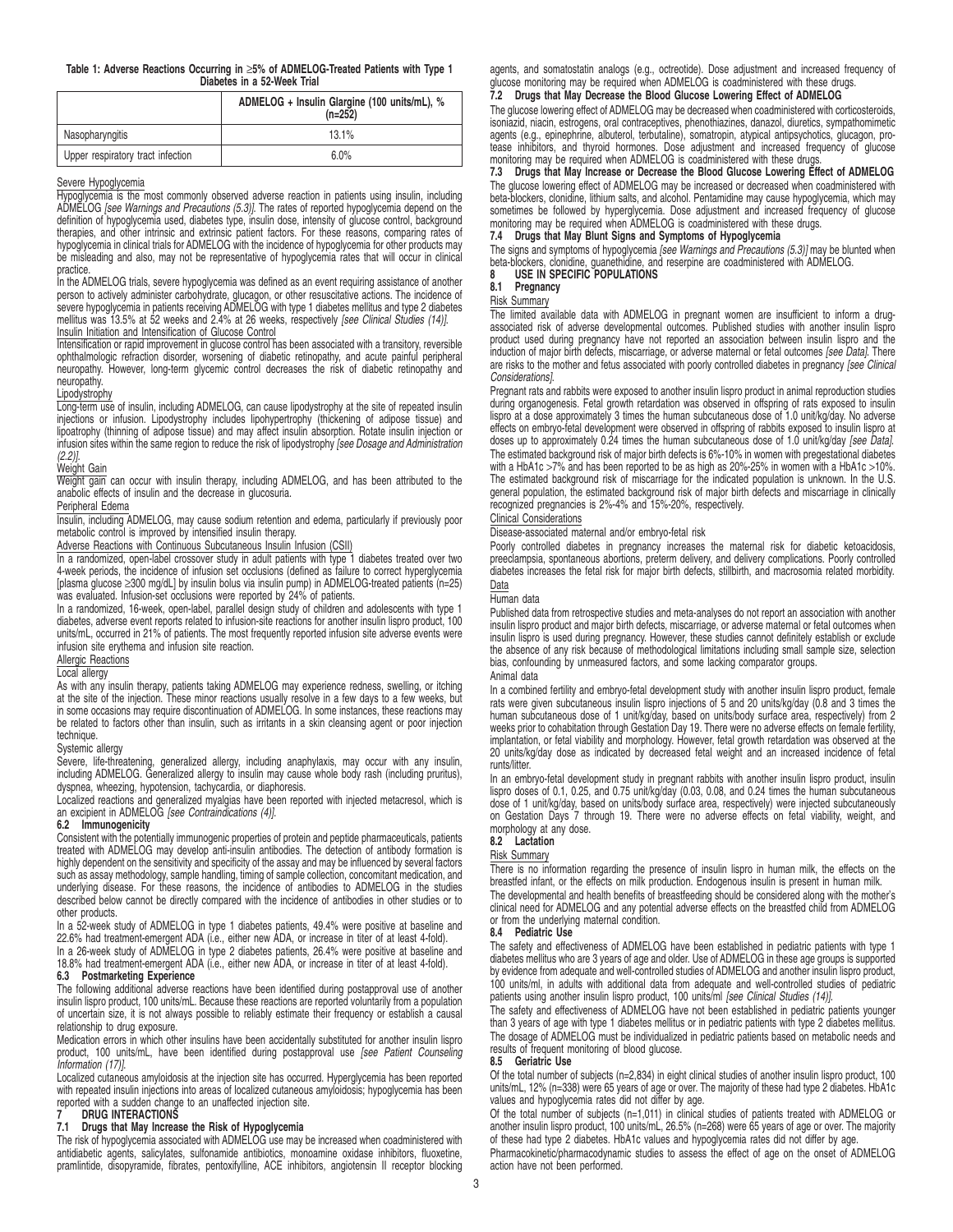**Table 1: Adverse Reactions Occurring in ≥5% of ADMELOG-Treated Patients with Type 1 Diabetes in a 52-Week Trial**

| | ADMELOG + Insulin Glargine (100 units/mL), % (n=252) |
|---|---|
| Nasopharyngitis | 13.1% |
| Upper respiratory tract infection | 6.0% |

Severe Hypoglycemia

Hypoglycemia is the most commonly observed adverse reaction in patients using insulin, including ADMELOG *[see Warnings and Precautions (5.3)]*. The rates of reported hypoglycemia depend on the definition of hypoglycemia used, diabetes type, insulin dose, intensity of glucose control, background therapies, and other intrinsic and extrinsic patient factors. For these reasons, comparing rates of hypoglycemia in clinical trials for ADMELOG with the incidence of hypoglycemia for other products may be misleading and also, may not be representative of hypoglycemia rates that will occur in clinical practice.

In the ADMELOG trials, severe hypoglycemia was defined as an event requiring assistance of another person to actively administer carbohydrate, glucagon, or other resuscitative actions. The incidence of severe hypoglycemia in patients receiving ADMELOG with type 1 diabetes mellitus and type 2 diabetes mellitus was 13.5% at 52 weeks and 2.4% at 26 weeks, respectively *[see Clinical Studies (14)]*.

Insulin Initiation and Intensification of Glucose Control

Intensification or rapid improvement in glucose control has been associated with a transitory, reversible ophthalmologic refraction disorder, worsening of diabetic retinopathy, and acute painful peripheral neuropathy. However, long-term glycemic control decreases the risk of diabetic retinopathy and neuropathy.

Lipodystrophy

Long-term use of insulin, including ADMELOG, can cause lipodystrophy at the site of repeated insulin injections or infusion. Lipodystrophy includes lipohypertrophy (thickening of adipose tissue) and lipoatrophy (thinning of adipose tissue) and may affect insulin absorption. Rotate insulin injection or infusion sites within the same region to reduce the risk of lipodystrophy *[see Dosage and Administration (2.2)]*.

Weight Gain

Weight gain can occur with insulin therapy, including ADMELOG, and has been attributed to the anabolic effects of insulin and the decrease in glucosuria.

Peripheral Edema

Insulin, including ADMELOG, may cause sodium retention and edema, particularly if previously poor metabolic control is improved by intensified insulin therapy.

Adverse Reactions with Continuous Subcutaneous Insulin Infusion (CSII)

In a randomized, open-label crossover study in adult patients with type 1 diabetes treated over two 4-week periods, the incidence of infusion set occlusions (defined as failure to correct hyperglycemia [plasma glucose ≥300 mg/dL] by insulin bolus via insulin pump) in ADMELOG-treated patients (n=25) was evaluated. Infusion-set occlusions were reported by 24% of patients.

In a randomized, 16-week, open-label, parallel design study of children and adolescents with type 1 diabetes, adverse event reports related to infusion-site reactions for another insulin lispro product, 100 units/mL, occurred in 21% of patients. The most frequently reported infusion site adverse events were infusion site erythema and infusion site reaction.

Allergic Reactions

Local allergy

As with any insulin therapy, patients taking ADMELOG may experience redness, swelling, or itching at the site of the injection. These minor reactions usually resolve in a few days to a few weeks, but in some occasions may require discontinuation of ADMELOG. In some instances, these reactions may be related to factors other than insulin, such as irritants in a skin cleansing agent or poor injection technique.

Systemic allergy

Severe, life-threatening, generalized allergy, including anaphylaxis, may occur with any insulin, including ADMELOG. Generalized allergy to insulin may cause whole body rash (including pruritus), dyspnea, wheezing, hypotension, tachycardia, or diaphoresis.

Localized reactions and generalized myalgias have been reported with injected metacresol, which is an excipient in ADMELOG *[see Contraindications (4)]*.

### 6.2 Immunogenicity

Consistent with the potentially immunogenic properties of protein and peptide pharmaceuticals, patients treated with ADMELOG may develop anti-insulin antibodies. The detection of antibody formation is highly dependent on the sensitivity and specificity of the assay and may be influenced by several factors such as assay methodology, sample handling, timing of sample collection, concomitant medication, and underlying disease. For these reasons, the incidence of antibodies to ADMELOG in the studies described below cannot be directly compared with the incidence of antibodies in other studies or to other products.

In a 52-week study of ADMELOG in type 1 diabetes patients, 49.4% were positive at baseline and 22.6% had treatment-emergent ADA (i.e., either new ADA, or increase in titer of at least 4-fold).

In a 26-week study of ADMELOG in type 2 diabetes patients, 26.4% were positive at baseline and 18.8% had treatment-emergent ADA (i.e., either new ADA, or increase in titer of at least 4-fold).

### 6.3 Postmarketing Experience

The following additional adverse reactions have been identified during postapproval use of another insulin lispro product, 100 units/mL. Because these reactions are reported voluntarily from a population of uncertain size, it is not always possible to reliably estimate their frequency or establish a causal relationship to drug exposure.

Medication errors in which other insulins have been accidentally substituted for another insulin lispro product, 100 units/mL, have been identified during postapproval use *[see Patient Counseling Information (17)]*.

Localized cutaneous amyloidosis at the injection site has occurred. Hyperglycemia has been reported with repeated insulin injections into areas of localized cutaneous amyloidosis; hypoglycemia has been reported with a sudden change to an unaffected injection site.

## 7 DRUG INTERACTIONS

### 7.1 Drugs that May Increase the Risk of Hypoglycemia

The risk of hypoglycemia associated with ADMELOG use may be increased when coadministered with antidiabetic agents, salicylates, sulfonamide antibiotics, monoamine oxidase inhibitors, fluoxetine, pramlintide, disopyramide, fibrates, pentoxifylline, ACE inhibitors, angiotensin II receptor blocking agents, and somatostatin analogs (e.g., octreotide). Dose adjustment and increased frequency of glucose monitoring may be required when ADMELOG is coadministered with these drugs.

### 7.2 Drugs that May Decrease the Blood Glucose Lowering Effect of ADMELOG

The glucose lowering effect of ADMELOG may be decreased when coadministered with corticosteroids, isoniazid, niacin, estrogens, oral contraceptives, phenothiazines, danazol, diuretics, sympathomimetic agents (e.g., epinephrine, albuterol, terbutaline), somatropin, atypical antipsychotics, glucagon, protease inhibitors, and thyroid hormones. Dose adjustment and increased frequency of glucose monitoring may be required when ADMELOG is coadministered with these drugs.

### 7.3 Drugs that May Increase or Decrease the Blood Glucose Lowering Effect of ADMELOG

The glucose lowering effect of ADMELOG may be increased or decreased when coadministered with beta-blockers, clonidine, lithium salts, and alcohol. Pentamidine may cause hypoglycemia, which may sometimes be followed by hyperglycemia. Dose adjustment and increased frequency of glucose monitoring may be required when ADMELOG is coadministered with these drugs.

### 7.4 Drugs that May Blunt Signs and Symptoms of Hypoglycemia

The signs and symptoms of hypoglycemia *[see Warnings and Precautions (5.3)]* may be blunted when beta-blockers, clonidine, guanethidine, and reserpine are coadministered with ADMELOG.

## 8 USE IN SPECIFIC POPULATIONS

### 8.1 Pregnancy

Risk Summary

The limited available data with ADMELOG in pregnant women are insufficient to inform a drug-associated risk of adverse developmental outcomes. Published studies with another insulin lispro product used during pregnancy have not reported an association between insulin lispro and the induction of major birth defects, miscarriage, or adverse maternal or fetal outcomes *[see Data]*. There are risks to the mother and fetus associated with poorly controlled diabetes in pregnancy *[see Clinical Considerations]*.

Pregnant rats and rabbits were exposed to another insulin lispro product in animal reproduction studies during organogenesis. Fetal growth retardation was observed in offspring of rats exposed to insulin lispro at a dose approximately 3 times the human subcutaneous dose of 1.0 unit/kg/day. No adverse effects on embryo-fetal development were observed in offspring of rabbits exposed to insulin lispro at doses up to approximately 0.24 times the human subcutaneous dose of 1.0 unit/kg/day *[see Data]*.

The estimated background risk of major birth defects is 6%-10% in women with pregestational diabetes with a HbA1c >7% and has been reported to be as high as 20%-25% in women with a HbA1c >10%. The estimated background risk of miscarriage for the indicated population is unknown. In the U.S. general population, the estimated background risk of major birth defects and miscarriage in clinically recognized pregnancies is 2%-4% and 15%-20%, respectively.

Clinical Considerations

Disease-associated maternal and/or embryo-fetal risk

Poorly controlled diabetes in pregnancy increases the maternal risk for diabetic ketoacidosis, preeclampsia, spontaneous abortions, preterm delivery, and delivery complications. Poorly controlled diabetes increases the fetal risk for major birth defects, stillbirth, and macrosomia related morbidity.

Data

Human data

Published data from retrospective studies and meta-analyses do not report an association with another insulin lispro product and major birth defects, miscarriage, or adverse maternal or fetal outcomes when insulin lispro is used during pregnancy. However, these studies cannot definitely establish or exclude the absence of any risk because of methodological limitations including small sample size, selection bias, confounding by unmeasured factors, and some lacking comparator groups.

Animal data

In a combined fertility and embryo-fetal development study with another insulin lispro product, female rats were given subcutaneous insulin lispro injections of 5 and 20 units/kg/day (0.8 and 3 times the human subcutaneous dose of 1 unit/kg/day, based on units/body surface area, respectively) from 2 weeks prior to cohabitation through Gestation Day 19. There were no adverse effects on female fertility, implantation, or fetal viability and morphology. However, fetal growth retardation was observed at the 20 units/kg/day dose as indicated by decreased fetal weight and an increased incidence of fetal runts/litter.

In an embryo-fetal development study in pregnant rabbits with another insulin lispro product, insulin lispro doses of 0.1, 0.25, and 0.75 unit/kg/day (0.03, 0.08, and 0.24 times the human subcutaneous dose of 1 unit/kg/day, based on units/body surface area, respectively) were injected subcutaneously on Gestation Days 7 through 19. There were no adverse effects on fetal viability, weight, and morphology at any dose.

### 8.2 Lactation

Risk Summary

There is no information regarding the presence of insulin lispro in human milk, the effects on the breastfed infant, or the effects on milk production. Endogenous insulin is present in human milk.

The developmental and health benefits of breastfeeding should be considered along with the mother's clinical need for ADMELOG and any potential adverse effects on the breastfed child from ADMELOG or from the underlying maternal condition.

### 8.4 Pediatric Use

The safety and effectiveness of ADMELOG have been established in pediatric patients with type 1 diabetes mellitus who are 3 years of age and older. Use of ADMELOG in these age groups is supported by evidence from adequate and well-controlled studies of ADMELOG and another insulin lispro product, 100 units/ml, in adults with additional data from adequate and well-controlled studies of pediatric patients using another insulin lispro product, 100 units/ml *[see Clinical Studies (14)]*.

The safety and effectiveness of ADMELOG have not been established in pediatric patients younger than 3 years of age with type 1 diabetes mellitus or in pediatric patients with type 2 diabetes mellitus. The dosage of ADMELOG must be individualized in pediatric patients based on metabolic needs and results of frequent monitoring of blood glucose.

### 8.5 Geriatric Use

Of the total number of subjects (n=2,834) in eight clinical studies of another insulin lispro product, 100 units/mL, 12% (n=338) were 65 years of age or over. The majority of these had type 2 diabetes. HbA1c values and hypoglycemia rates did not differ by age.

Of the total number of subjects (n=1,011) in clinical studies of patients treated with ADMELOG or another insulin lispro product, 100 units/mL, 26.5% (n=268) were 65 years of age or over. The majority of these had type 2 diabetes. HbA1c values and hypoglycemia rates did not differ by age.

Pharmacokinetic/pharmacodynamic studies to assess the effect of age on the onset of ADMELOG action have not been performed.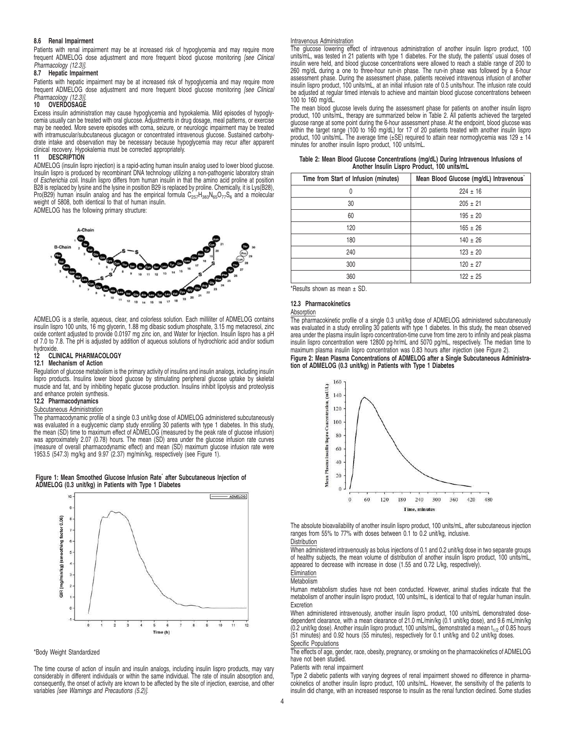### 8.6 Renal Impairment

Patients with renal impairment may be at increased risk of hypoglycemia and may require more frequent ADMELOG dose adjustment and more frequent blood glucose monitoring *[see Clinical Pharmacology (12.3)]*.

### 8.7 Hepatic Impairment

Patients with hepatic impairment may be at increased risk of hypoglycemia and may require more frequent ADMELOG dose adjustment and more frequent blood glucose monitoring *[see Clinical Pharmacology (12.3)]*.

## 10 OVERDOSAGE

Excess insulin administration may cause hypoglycemia and hypokalemia. Mild episodes of hypoglycemia usually can be treated with oral glucose. Adjustments in drug dosage, meal patterns, or exercise may be needed. More severe episodes with coma, seizure, or neurologic impairment may be treated with intramuscular/subcutaneous glucagon or concentrated intravenous glucose. Sustained carbohydrate intake and observation may be necessary because hypoglycemia may recur after apparent clinical recovery. Hypokalemia must be corrected appropriately.

## 11 DESCRIPTION

ADMELOG (insulin lispro injection) is a rapid-acting human insulin analog used to lower blood glucose. Insulin lispro is produced by recombinant DNA technology utilizing a non-pathogenic laboratory strain of *Escherichia coli*. Insulin lispro differs from human insulin in that the amino acid proline at position B28 is replaced by lysine and the lysine in position B29 is replaced by proline. Chemically, it is Lys(B28), Pro(B29) human insulin analog and has the empirical formula $C_{257}H_{383}N_{65}O_{77}S_6$ and a molecular weight of 5808, both identical to that of human insulin.

ADMELOG has the following primary structure:

ADMELOG is a sterile, aqueous, clear, and colorless solution. Each milliliter of ADMELOG contains insulin lispro 100 units, 16 mg glycerin, 1.88 mg dibasic sodium phosphate, 3.15 mg metacresol, zinc oxide content adjusted to provide 0.0197 mg zinc ion, and Water for Injection. Insulin lispro has a pH of 7.0 to 7.8. The pH is adjusted by addition of aqueous solutions of hydrochloric acid and/or sodium hydroxide.

## 12 CLINICAL PHARMACOLOGY

### 12.1 Mechanism of Action

Regulation of glucose metabolism is the primary activity of insulins and insulin analogs, including insulin lispro products. Insulins lower blood glucose by stimulating peripheral glucose uptake by skeletal muscle and fat, and by inhibiting hepatic glucose production. Insulins inhibit lipolysis and proteolysis and enhance protein synthesis.

### 12.2 Pharmacodynamics

Subcutaneous Administration

The pharmacodynamic profile of a single 0.3 unit/kg dose of ADMELOG administered subcutaneously was evaluated in a euglycemic clamp study enrolling 30 patients with type 1 diabetes. In this study, the mean (SD) time to maximum effect of ADMELOG (measured by the peak rate of glucose infusion) was approximately 2.07 (0.78) hours. The mean (SD) area under the glucose infusion rate curves (measure of overall pharmacodynamic effect) and mean (SD) maximum glucose infusion rate were 1953.5 (547.3) mg/kg and 9.97 (2.37) mg/min/kg, respectively (see Figure 1).

**Figure 1: Mean Smoothed Glucose Infusion Rate\* after Subcutaneous Injection of ADMELOG (0.3 unit/kg) in Patients with Type 1 Diabetes**

\*Body Weight Standardized

The time course of action of insulin and insulin analogs, including insulin lispro products, may vary considerably in different individuals or within the same individual. The rate of insulin absorption and, consequently, the onset of activity are known to be affected by the site of injection, exercise, and other variables *[see Warnings and Precautions (5.2)]*.

Intravenous Administration

The glucose lowering effect of intravenous administration of another insulin lispro product, 100 units/mL, was tested in 21 patients with type 1 diabetes. For the study, the patients' usual doses of insulin were held, and blood glucose concentrations were allowed to reach a stable range of 200 to 260 mg/dL during a one to three-hour run-in phase. The run-in phase was followed by a 6-hour assessment phase. During the assessment phase, patients received intravenous infusion of another insulin lispro product, 100 units/mL, at an initial infusion rate of 0.5 units/hour. The infusion rate could be adjusted at regular timed intervals to achieve and maintain blood glucose concentrations between 100 to 160 mg/dL.

The mean blood glucose levels during the assessment phase for patients on another insulin lispro product, 100 units/mL, therapy are summarized below in Table 2. All patients achieved the targeted glucose range at some point during the 6-hour assessment phase. At the endpoint, blood glucose was within the target range (100 to 160 mg/dL) for 17 of 20 patients treated with another insulin lispro product, 100 units/mL. The average time (±SE) required to attain near normoglycemia was 129 ± 14 minutes for another insulin lispro product, 100 units/mL.

**Table 2: Mean Blood Glucose Concentrations (mg/dL) During Intravenous Infusions of Another Insulin Lispro Product, 100 units/mL**

| Time from Start of Infusion (minutes) | Mean Blood Glucose (mg/dL) Intravenous\* |
|---|---|
| 0 | 224 ± 16 |
| 30 | 205 ± 21 |
| 60 | 195 ± 20 |
| 120 | 165 ± 26 |
| 180 | 140 ± 26 |
| 240 | 123 ± 20 |
| 300 | 120 ± 27 |
| 360 | 122 ± 25 |

\*Results shown as mean ± SD.

### 12.3 Pharmacokinetics

Absorption

The pharmacokinetic profile of a single 0.3 unit/kg dose of ADMELOG administered subcutaneously was evaluated in a study enrolling 30 patients with type 1 diabetes. In this study, the mean observed area under the plasma insulin lispro concentration-time curve from time zero to infinity and peak plasma insulin lispro concentration were 12800 pg·hr/mL and 5070 pg/mL, respectively. The median time to maximum plasma insulin lispro concentration was 0.83 hours after injection (see Figure 2).

**Figure 2: Mean Plasma Concentrations of ADMELOG after a Single Subcutaneous Administration of ADMELOG (0.3 unit/kg) in Patients with Type 1 Diabetes**

The absolute bioavailability of another insulin lispro product, 100 units/mL, after subcutaneous injection ranges from 55% to 77% with doses between 0.1 to 0.2 unit/kg, inclusive.

Distribution

When administered intravenously as bolus injections of 0.1 and 0.2 unit/kg dose in two separate groups of healthy subjects, the mean volume of distribution of another insulin lispro product, 100 units/mL, appeared to decrease with increase in dose (1.55 and 0.72 L/kg, respectively).

Elimination

Metabolism

Human metabolism studies have not been conducted. However, animal studies indicate that the metabolism of another insulin lispro product, 100 units/mL, is identical to that of regular human insulin.

Excretion

When administered intravenously, another insulin lispro product, 100 units/mL demonstrated dose-dependent clearance, with a mean clearance of 21.0 mL/min/kg (0.1 unit/kg dose), and 9.6 mL/min/kg (0.2 unit/kg dose). Another insulin lispro product, 100 units/mL, demonstrated a mean $t_{1/2}$ of 0.85 hours (51 minutes) and 0.92 hours (55 minutes), respectively for 0.1 unit/kg and 0.2 unit/kg doses.

Specific Populations

The effects of age, gender, race, obesity, pregnancy, or smoking on the pharmacokinetics of ADMELOG have not been studied.

Patients with renal impairment

Type 2 diabetic patients with varying degrees of renal impairment showed no difference in pharmacokinetics of another insulin lispro product, 100 units/mL. However, the sensitivity of the patients to insulin did change, with an increased response to insulin as the renal function declined. Some studies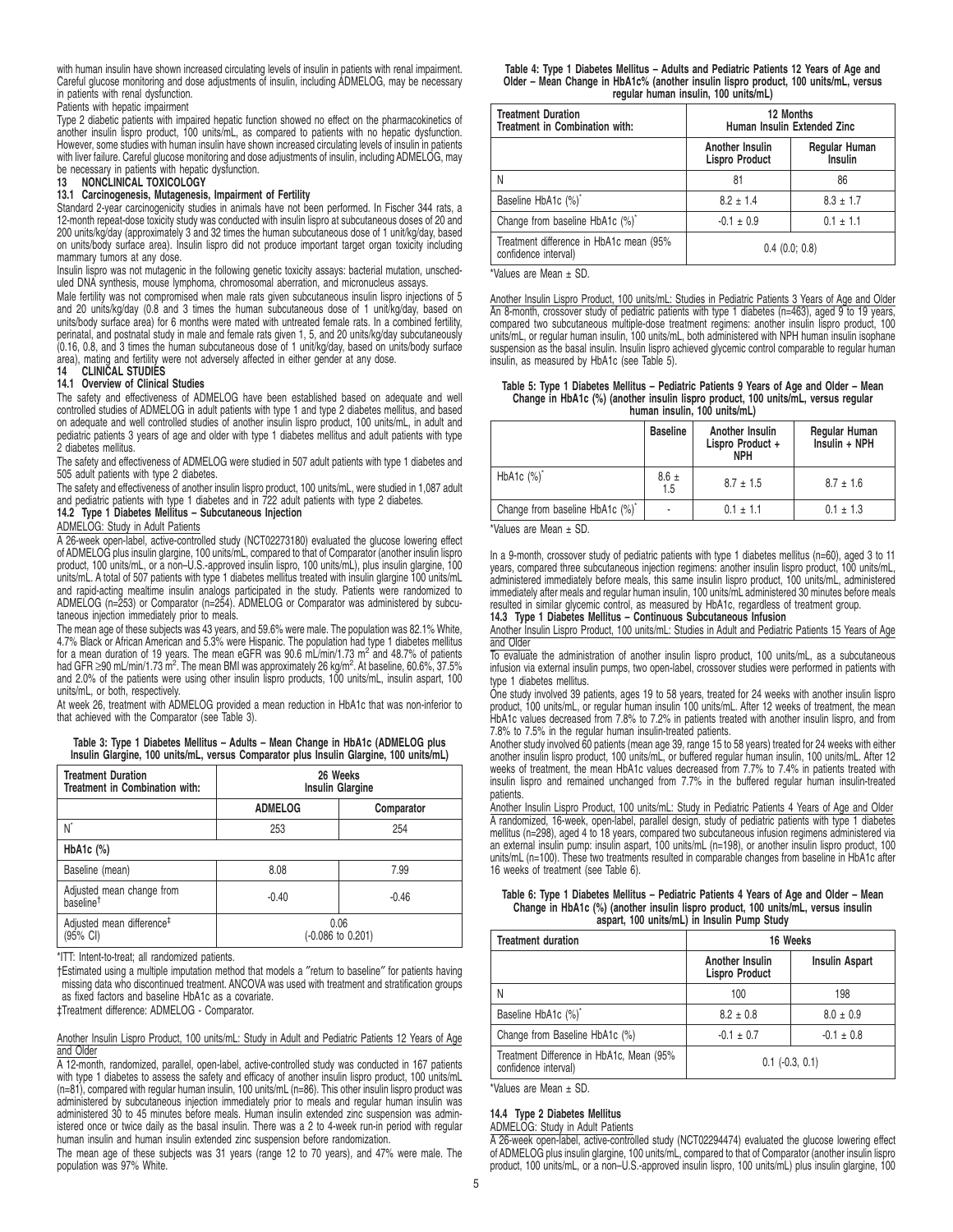with human insulin have shown increased circulating levels of insulin in patients with renal impairment. Careful glucose monitoring and dose adjustments of insulin, including ADMELOG, may be necessary in patients with renal dysfunction.

Patients with hepatic impairment

Type 2 diabetic patients with impaired hepatic function showed no effect on the pharmacokinetics of another insulin lispro product, 100 units/mL, as compared to patients with no hepatic dysfunction. However, some studies with human insulin have shown increased circulating levels of insulin in patients with liver failure. Careful glucose monitoring and dose adjustments of insulin, including ADMELOG, may be necessary in patients with hepatic dysfunction.

## 13 NONCLINICAL TOXICOLOGY

### 13.1 Carcinogenesis, Mutagenesis, Impairment of Fertility

Standard 2-year carcinogenicity studies in animals have not been performed. In Fischer 344 rats, a 12-month repeat-dose toxicity study was conducted with insulin lispro at subcutaneous doses of 20 and 200 units/kg/day (approximately 3 and 32 times the human subcutaneous dose of 1 unit/kg/day, based on units/body surface area). Insulin lispro did not produce important target organ toxicity including mammary tumors at any dose.

Insulin lispro was not mutagenic in the following genetic toxicity assays: bacterial mutation, unscheduled DNA synthesis, mouse lymphoma, chromosomal aberration, and micronucleus assays.

Male fertility was not compromised when male rats given subcutaneous insulin lispro injections of 5 and 20 units/kg/day (0.8 and 3 times the human subcutaneous dose of 1 unit/kg/day, based on units/body surface area) for 6 months were mated with untreated female rats. In a combined fertility, perinatal, and postnatal study in male and female rats given 1, 5, and 20 units/kg/day subcutaneously (0.16, 0.8, and 3 times the human subcutaneous dose of 1 unit/kg/day, based on units/body surface area), mating and fertility were not adversely affected in either gender at any dose.

## 14 CLINICAL STUDIES

### 14.1 Overview of Clinical Studies

The safety and effectiveness of ADMELOG have been established based on adequate and well controlled studies of ADMELOG in adult patients with type 1 and type 2 diabetes mellitus, and based on adequate and well controlled studies of another insulin lispro product, 100 units/mL, in adult and pediatric patients 3 years of age and older with type 1 diabetes mellitus and adult patients with type 2 diabetes mellitus.

The safety and effectiveness of ADMELOG were studied in 507 adult patients with type 1 diabetes and 505 adult patients with type 2 diabetes.

The safety and effectiveness of another insulin lispro product, 100 units/mL, were studied in 1,087 adult and pediatric patients with type 1 diabetes and in 722 adult patients with type 2 diabetes.

### 14.2 Type 1 Diabetes Mellitus – Subcutaneous Injection

ADMELOG: Study in Adult Patients

A 26-week open-label, active-controlled study (NCT02273180) evaluated the glucose lowering effect of ADMELOG plus insulin glargine, 100 units/mL, compared to that of Comparator (another insulin lispro product, 100 units/mL, or a non–U.S.-approved insulin lispro, 100 units/mL) plus insulin glargine, 100 units/mL. A total of 507 patients with type 1 diabetes mellitus treated with insulin glargine 100 units/mL and rapid-acting mealtime insulin analogs participated in the study. Patients were randomized to ADMELOG (n=253) or Comparator (n=254). ADMELOG or Comparator was administered by subcutaneous injection immediately prior to meals.

The mean age of these subjects was 43 years, and 59.6% were male. The population was 82.1% White, 4.7% Black or African American and 5.3% were Hispanic. The population had type 1 diabetes mellitus for a mean duration of 19 years. The mean eGFR was 90.6 mL/min/1.73 m$^2$ and 48.7% of patients had GFR ≥90 mL/min/1.73 m$^2$. The mean BMI was approximately 26 kg/m$^2$. At baseline, 60.6%, 37.5% and 2.0% of the patients were using other insulin lispro products, 100 units/mL, insulin aspart, 100 units/mL, or both, respectively.

At week 26, treatment with ADMELOG provided a mean reduction in HbA1c that was non-inferior to that achieved with the Comparator (see Table 3).

**Table 3: Type 1 Diabetes Mellitus – Adults – Mean Change in HbA1c (ADMELOG plus Insulin Glargine, 100 units/mL, versus Comparator plus Insulin Glargine, 100 units/mL)**

| Treatment Duration<br>Treatment in Combination with: | 26 Weeks<br>Insulin Glargine | |
|---|---|---|
| | ADMELOG | Comparator |
| N* | 253 | 254 |
| **HbA1c (%)** | | |
| Baseline (mean) | 8.08 | 7.99 |
| Adjusted mean change from baseline† | -0.40 | -0.46 |
| Adjusted mean difference‡ (95% CI) | 0.06<br>(-0.086 to 0.201) | |

*ITT: Intent-to-treat; all randomized patients.

†Estimated using a multiple imputation method that models a "return to baseline" for patients having missing data who discontinued treatment. ANCOVA was used with treatment and stratification groups as fixed factors and baseline HbA1c as a covariate.

‡Treatment difference: ADMELOG - Comparator.

Another Insulin Lispro Product, 100 units/mL: Study in Adult and Pediatric Patients 12 Years of Age and Older

A 12-month, randomized, parallel, open-label, active-controlled study was conducted in 167 patients with type 1 diabetes to assess the safety and efficacy of another insulin lispro product, 100 units/mL (n=81), compared with regular human insulin, 100 units/mL (n=86). This other insulin lispro product was administered by subcutaneous injection immediately prior to meals and regular human insulin was administered 30 to 45 minutes before meals. Human insulin extended zinc suspension was administered once or twice daily as the basal insulin. There was a 2 to 4-week run-in period with regular human insulin and human insulin extended zinc suspension before randomization.

The mean age of these subjects was 31 years (range 12 to 70 years), and 47% were male. The population was 97% White.

**Table 4: Type 1 Diabetes Mellitus – Adults and Pediatric Patients 12 Years of Age and Older – Mean Change in HbA1c% (another insulin lispro product, 100 units/mL, versus regular human insulin, 100 units/mL)**

| Treatment Duration<br>Treatment in Combination with: | 12 Months<br>Human Insulin Extended Zinc | |
|---|---|---|
| | Another Insulin Lispro Product | Regular Human Insulin |
| N | 81 | 86 |
| Baseline HbA1c (%)* | 8.2 ± 1.4 | 8.3 ± 1.7 |
| Change from baseline HbA1c (%)* | -0.1 ± 0.9 | 0.1 ± 1.1 |
| Treatment difference in HbA1c mean (95% confidence interval) | 0.4 (0.0; 0.8) | |

*Values are Mean ± SD.

Another Insulin Lispro Product, 100 units/mL: Studies in Pediatric Patients 3 Years of Age and Older

An 8-month, crossover study of pediatric patients with type 1 diabetes (n=463), aged 9 to 19 years, compared two subcutaneous multiple-dose treatment regimens: another insulin lispro product, 100 units/mL, or regular human insulin, 100 units/mL, both administered with NPH human insulin isophane suspension as the basal insulin. Insulin lispro achieved glycemic control comparable to regular human insulin, as measured by HbA1c (see Table 5).

**Table 5: Type 1 Diabetes Mellitus – Pediatric Patients 9 Years of Age and Older – Mean Change in HbA1c (%) (another insulin lispro product, 100 units/mL, versus regular human insulin, 100 units/mL)**

| | Baseline | Another Insulin Lispro Product + NPH | Regular Human Insulin + NPH |
|---|---|---|---|
| HbA1c (%)* | 8.6 ± 1.5 | 8.7 ± 1.5 | 8.7 ± 1.6 |
| Change from baseline HbA1c (%)* | - | 0.1 ± 1.1 | 0.1 ± 1.3 |

*Values are Mean ± SD.

In a 9-month, crossover study of pediatric patients with type 1 diabetes mellitus (n=60), aged 3 to 11 years, compared three subcutaneous injection regimens: another insulin lispro product, 100 units/mL, administered immediately before meals, this same insulin lispro product, 100 units/mL, administered immediately after meals and regular human insulin, 100 units/mL administered 30 minutes before meals resulted in similar glycemic control, as measured by HbA1c, regardless of treatment group.

### 14.3 Type 1 Diabetes Mellitus – Continuous Subcutaneous Infusion

Another Insulin Lispro Product, 100 units/mL: Studies in Adult and Pediatric Patients 15 Years of Age and Older

To evaluate the administration of another insulin lispro product, 100 units/mL, as a subcutaneous infusion via external insulin pumps, two open-label, crossover studies were performed in patients with type 1 diabetes mellitus.

One study involved 39 patients, ages 19 to 58 years, treated for 24 weeks with another insulin lispro product, 100 units/mL, or regular human insulin 100 units/mL. After 12 weeks of treatment, the mean HbA1c values decreased from 7.8% to 7.2% in patients treated with another insulin lispro, and from 7.8% to 7.5% in the regular human insulin-treated patients.

Another study involved 60 patients (mean age 39, range 15 to 58 years) treated for 24 weeks with either another insulin lispro product, 100 units/mL, or buffered regular human insulin, 100 units/mL. After 12 weeks of treatment, the mean HbA1c values decreased from 7.7% to 7.4% in patients treated with insulin lispro and remained unchanged from 7.7% in the buffered regular human insulin-treated patients.

Another Insulin Lispro Product, 100 units/mL: Study in Pediatric Patients 4 Years of Age and Older

A randomized, 16-week, open-label, parallel design, study of pediatric patients with type 1 diabetes mellitus (n=298), aged 4 to 18 years, compared two subcutaneous infusion regimens administered via an external insulin pump: insulin aspart, 100 units/mL (n=198), or another insulin lispro product, 100 units/mL (n=100). These two treatments resulted in comparable changes from baseline in HbA1c after 16 weeks of treatment (see Table 6).

**Table 6: Type 1 Diabetes Mellitus – Pediatric Patients 4 Years of Age and Older – Mean Change in HbA1c (%) (another insulin lispro product, 100 units/mL, versus insulin aspart, 100 units/mL) in Insulin Pump Study**

| Treatment duration | 16 Weeks | |
|---|---|---|
| | Another Insulin Lispro Product | Insulin Aspart |
| N | 100 | 198 |
| Baseline HbA1c (%)* | 8.2 ± 0.8 | 8.0 ± 0.9 |
| Change from Baseline HbA1c (%) | -0.1 ± 0.7 | -0.1 ± 0.8 |
| Treatment Difference in HbA1c, Mean (95% confidence interval) | 0.1 (-0.3, 0.1) | |

*Values are Mean ± SD.

### 14.4 Type 2 Diabetes Mellitus

ADMELOG: Study in Adult Patients

A 26-week open-label, active-controlled study (NCT02294474) evaluated the glucose lowering effect of ADMELOG plus insulin glargine, 100 units/mL, compared to that of Comparator (another insulin lispro product, 100 units/mL, or a non–U.S.-approved insulin lispro, 100 units/mL) plus insulin glargine, 100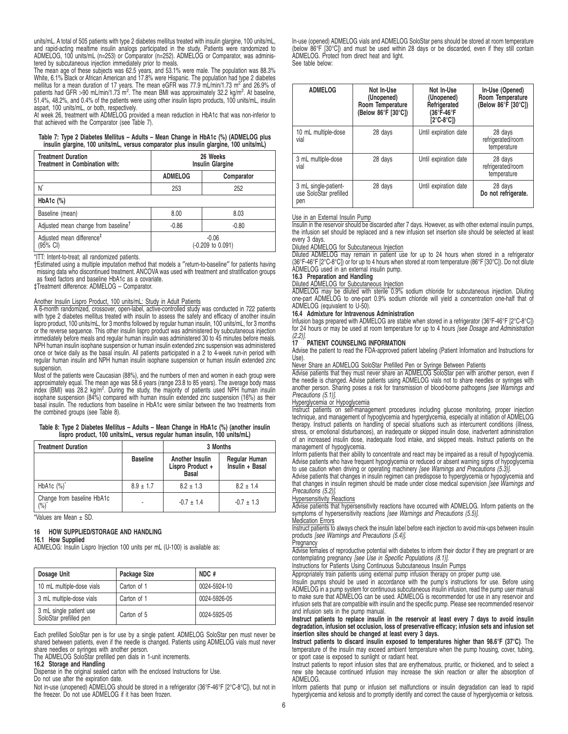units/mL. A total of 505 patients with type 2 diabetes mellitus treated with insulin glargine, 100 units/mL, and rapid-acting mealtime insulin analogs participated in the study. Patients were randomized to ADMELOG, 100 units/mL (n=253) or Comparator (n=252). ADMELOG or Comparator, was administered by subcutaneous injection immediately prior to meals.

The mean age of these subjects was 62.5 years, and 53.1% were male. The population was 88.3% White, 6.1% Black or African American and 17.8% were Hispanic. The population had type 2 diabetes mellitus for a mean duration of 17 years. The mean eGFR was 77.9 mL/min/1.73 $m^2$ and 26.9% of patients had GFR >90 mL/min/1.73 $m^2$. The mean BMI was approximately 32.2 kg/$m^2$. At baseline, 51.4%, 48.2%, and 0.4% of the patients were using other insulin lispro products, 100 units/mL, insulin aspart, 100 units/mL, or both, respectively.

At week 26, treatment with ADMELOG provided a mean reduction in HbA1c that was non-inferior to that achieved with the Comparator (see Table 7).

**Table 7: Type 2 Diabetes Mellitus – Adults – Mean Change in HbA1c (%) (ADMELOG plus insulin glargine, 100 units/mL, versus comparator plus insulin glargine, 100 units/mL)**

| Treatment Duration<br>Treatment in Combination with: | 26 Weeks<br>Insulin Glargine | |
|---|---|---|
| | ADMELOG | Comparator |
| N* | 253 | 252 |
| **HbA1c (%)** | | |
| Baseline (mean) | 8.00 | 8.03 |
| Adjusted mean change from baseline† | -0.86 | -0.80 |
| Adjusted mean difference‡ (95% CI) | -0.06 (-0.209 to 0.091) | |

*ITT: Intent-to-treat; all randomized patients.

†Estimated using a multiple imputation method that models a "return-to-baseline" for patients having missing data who discontinued treatment. ANCOVA was used with treatment and stratification groups as fixed factors and baseline HbA1c as a covariate.

‡Treatment difference: ADMELOG – Comparator.

Another Insulin Lispro Product, 100 units/mL: Study in Adult Patients

A 6-month randomized, crossover, open-label, active-controlled study was conducted in 722 patients with type 2 diabetes mellitus treated with insulin to assess the safety and efficacy of another insulin lispro product, 100 units/mL, for 3 months followed by regular human insulin, 100 units/mL, for 3 months or the reverse sequence. This other insulin lispro product was administered by subcutaneous injection immediately before meals and regular human insulin was administered 30 to 45 minutes before meals. NPH human insulin isophane suspension or human insulin extended zinc suspension was administered once or twice daily as the basal insulin. All patients participated in a 2 to 4-week run-in period with regular human insulin and NPH human insulin isophane suspension or human insulin extended zinc suspension.

Most of the patients were Caucasian (88%), and the numbers of men and women in each group were approximately equal. The mean age was 58.6 years (range 23.8 to 85 years). The average body mass index (BMI) was 28.2 kg/$m^2$. During the study, the majority of patients used NPH human insulin isophane suspension (84%) compared with human insulin extended zinc suspension (16%) as their basal insulin. The reductions from baseline in HbA1c were similar between the two treatments from the combined groups (see Table 8).

**Table 8: Type 2 Diabetes Mellitus – Adults – Mean Change in HbA1c (%) (another insulin lispro product, 100 units/mL, versus regular human insulin, 100 units/mL)**

| Treatment Duration | | 3 Months | |
|---|---|---|---|
| | Baseline | Another Insulin Lispro Product + Basal | Regular Human Insulin + Basal |
| HbA1c (%)* | 8.9 ± 1.7 | 8.2 ± 1.3 | 8.2 ± 1.4 |
| Change from baseline HbA1c (%)* | - | -0.7 ± 1.4 | -0.7 ± 1.3 |

*Values are Mean ± SD.

## 16 HOW SUPPLIED/STORAGE AND HANDLING

### 16.1 How Supplied

ADMELOG: Insulin Lispro Injection 100 units per mL (U-100) is available as:

| Dosage Unit | Package Size | NDC # |
|---|---|---|
| 10 mL multiple-dose vials | Carton of 1 | 0024-5924-10 |
| 3 mL multiple-dose vials | Carton of 1 | 0024-5926-05 |
| 3 mL single patient use SoloStar prefilled pen | Carton of 5 | 0024-5925-05 |

Each prefilled SoloStar pen is for use by a single patient. ADMELOG SoloStar pen must never be shared between patients, even if the needle is changed. Patients using ADMELOG vials must never share needles or syringes with another person.

The ADMELOG SoloStar prefilled pen dials in 1-unit increments.

### 16.2 Storage and Handling

Dispense in the original sealed carton with the enclosed Instructions for Use.

Do not use after the expiration date.

Not in-use (unopened) ADMELOG should be stored in a refrigerator (36°F-46°F [2°C-8°C]), but not in the freezer. Do not use ADMELOG if it has been frozen.

In-use (opened) ADMELOG vials and ADMELOG SoloStar pens should be stored at room temperature (below 86°F [30°C]) and must be used within 28 days or be discarded, even if they still contain ADMELOG. Protect from direct heat and light.

See table below:

| ADMELOG | Not In-Use (Unopened) Room Temperature (Below 86°F [30°C]) | Not In-Use (Unopened) Refrigerated (36°F-46°F [2°C-8°C]) | In-Use (Opened) Room Temperature (Below 86°F [30°C]) |
|---|---|---|---|
| 10 mL multiple-dose vial | 28 days | Until expiration date | 28 days refrigerated/room temperature |
| 3 mL multiple-dose vial | 28 days | Until expiration date | 28 days refrigerated/room temperature |
| 3 mL single-patient-use SoloStar prefilled pen | 28 days | Until expiration date | 28 days **Do not refrigerate.** |

Use in an External Insulin Pump

Insulin in the reservoir should be discarded after 7 days. However, as with other external insulin pumps, the infusion set should be replaced and a new infusion set insertion site should be selected at least every 3 days.

Diluted ADMELOG for Subcutaneous Injection

Diluted ADMELOG may remain in patient use for up to 24 hours when stored in a refrigerator (36°F-46°F [2°C-8°C]) or for up to 4 hours when stored at room temperature (86°F [30°C]). Do not dilute ADMELOG used in an external insulin pump.

### 16.3 Preparation and Handling

Diluted ADMELOG for Subcutaneous Injection

ADMELOG may be diluted with sterile 0.9% sodium chloride for subcutaneous injection. Diluting one-part ADMELOG to one-part 0.9% sodium chloride will yield a concentration one-half that of ADMELOG (equivalent to U-50).

### 16.4 Admixture for Intravenous Administration

Infusion bags prepared with ADMELOG are stable when stored in a refrigerator (36°F-46°F [2°C-8°C]) for 24 hours or may be used at room temperature for up to 4 hours *[see Dosage and Administration (2.2)]*.

## 17 PATIENT COUNSELING INFORMATION

Advise the patient to read the FDA-approved patient labeling (Patient Information and Instructions for Use).

Never Share an ADMELOG SoloStar Prefilled Pen or Syringe Between Patients

Advise patients that they must never share an ADMELOG SoloStar pen with another person, even if the needle is changed. Advise patients using ADMELOG vials not to share needles or syringes with another person. Sharing poses a risk for transmission of blood-borne pathogens *[see Warnings and Precautions (5.1)]*.

Hyperglycemia or Hypoglycemia

Instruct patients on self-management procedures including glucose monitoring, proper injection technique, and management of hypoglycemia and hyperglycemia, especially at initiation of ADMELOG therapy. Instruct patients on handling of special situations such as intercurrent conditions (illness, stress, or emotional disturbances), an inadequate or skipped insulin dose, inadvertent administration of an increased insulin dose, inadequate food intake, and skipped meals. Instruct patients on the management of hypoglycemia.

Inform patients that their ability to concentrate and react may be impaired as a result of hypoglycemia. Advise patients who have frequent hypoglycemia or reduced or absent warning signs of hypoglycemia to use caution when driving or operating machinery *[see Warnings and Precautions (5.3)]*.

Advise patients that changes in insulin regimen can predispose to hyperglycemia or hypoglycemia and that changes in insulin regimen should be made under close medical supervision *[see Warnings and Precautions (5.2)]*.

Hypersensitivity Reactions

Advise patients that hypersensitivity reactions have occurred with ADMELOG. Inform patients on the symptoms of hypersensitivity reactions *[see Warnings and Precautions (5.5)]*.

Medication Errors

Instruct patients to always check the insulin label before each injection to avoid mix-ups between insulin products *[see Warnings and Precautions (5.4)]*.

Pregnancy

Advise females of reproductive potential with diabetes to inform their doctor if they are pregnant or are contemplating pregnancy *[see Use in Specific Populations (8.1)]*.

Instructions for Patients Using Continuous Subcutaneous Insulin Pumps

Appropriately train patients using external pump infusion therapy on proper pump use.

Insulin pumps should be used in accordance with the pump's instructions for use. Before using ADMELOG in a pump system for continuous subcutaneous insulin infusion, read the pump user manual to make sure that ADMELOG can be used. ADMELOG is recommended for use in any reservoir and infusion sets that are compatible with insulin and the specific pump. Please see recommended reservoir and infusion sets in the pump manual.

**Instruct patients to replace insulin in the reservoir at least every 7 days to avoid insulin degradation, infusion set occlusion, loss of preservative efficacy; infusion sets and infusion set insertion sites should be changed at least every 3 days.**

**Instruct patients to discard insulin exposed to temperatures higher than 98.6°F (37°C)**. The temperature of the insulin may exceed ambient temperature when the pump housing, cover, tubing, or sport case is exposed to sunlight or radiant heat.

Instruct patients to report infusion sites that are erythematous, pruritic, or thickened, and to select a new site because continued infusion may increase the skin reaction or alter the absorption of ADMELOG.

Inform patients that pump or infusion set malfunctions or insulin degradation can lead to rapid hyperglycemia and ketosis and to promptly identify and correct the cause of hyperglycemia or ketosis.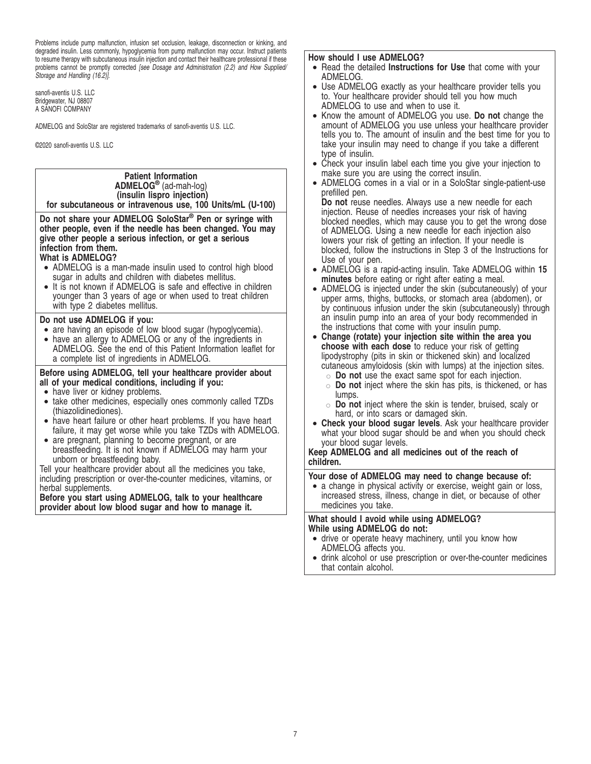Problems include pump malfunction, infusion set occlusion, leakage, disconnection or kinking, and degraded insulin. Less commonly, hypoglycemia from pump malfunction may occur. Instruct patients to resume therapy with subcutaneous insulin injection and contact their healthcare professional if these problems cannot be promptly corrected *[see Dosage and Administration (2.2) and How Supplied/ Storage and Handling (16.2)].*

sanofi-aventis U.S. LLC
Bridgewater, NJ 08807
A SANOFI COMPANY

ADMELOG and SoloStar are registered trademarks of sanofi-aventis U.S. LLC.

©2020 sanofi-aventis U.S. LLC

## Patient Information
**ADMELOG®** (ad-mah-log)
**(insulin lispro injection)**
**for subcutaneous or intravenous use, 100 Units/mL (U-100)**

**Do not share your ADMELOG SoloStar® Pen or syringe with other people, even if the needle has been changed. You may give other people a serious infection, or get a serious infection from them.**

**What is ADMELOG?**

- ADMELOG is a man-made insulin used to control high blood sugar in adults and children with diabetes mellitus.
- It is not known if ADMELOG is safe and effective in children younger than 3 years of age or when used to treat children with type 2 diabetes mellitus.

**Do not use ADMELOG if you:**

- are having an episode of low blood sugar (hypoglycemia).
- have an allergy to ADMELOG or any of the ingredients in ADMELOG. See the end of this Patient Information leaflet for a complete list of ingredients in ADMELOG.

**Before using ADMELOG, tell your healthcare provider about all of your medical conditions, including if you:**

- have liver or kidney problems.
- take other medicines, especially ones commonly called TZDs (thiazolidinediones).
- have heart failure or other heart problems. If you have heart failure, it may get worse while you take TZDs with ADMELOG.
- are pregnant, planning to become pregnant, or are breastfeeding. It is not known if ADMELOG may harm your unborn or breastfeeding baby.

Tell your healthcare provider about all the medicines you take, including prescription or over-the-counter medicines, vitamins, or herbal supplements.

**Before you start using ADMELOG, talk to your healthcare provider about low blood sugar and how to manage it.**

**How should I use ADMELOG?**

- Read the detailed **Instructions for Use** that come with your ADMELOG.
- Use ADMELOG exactly as your healthcare provider tells you to. Your healthcare provider should tell you how much ADMELOG to use and when to use it.
- Know the amount of ADMELOG you use. **Do not** change the amount of ADMELOG you use unless your healthcare provider tells you to. The amount of insulin and the best time for you to take your insulin may need to change if you take a different type of insulin.
- Check your insulin label each time you give your injection to make sure you are using the correct insulin.
- ADMELOG comes in a vial or in a SoloStar single-patient-use prefilled pen.
  **Do not** reuse needles. Always use a new needle for each injection. Reuse of needles increases your risk of having blocked needles, which may cause you to get the wrong dose of ADMELOG. Using a new needle for each injection also lowers your risk of getting an infection. If your needle is blocked, follow the instructions in Step 3 of the Instructions for Use of your pen.
- ADMELOG is a rapid-acting insulin. Take ADMELOG within **15 minutes** before eating or right after eating a meal.
- ADMELOG is injected under the skin (subcutaneously) of your upper arms, thighs, buttocks, or stomach area (abdomen), or by continuous infusion under the skin (subcutaneously) through an insulin pump into an area of your body recommended in the instructions that come with your insulin pump.
- **Change (rotate) your injection site within the area you choose with each dose** to reduce your risk of getting lipodystrophy (pits in skin or thickened skin) and localized cutaneous amyloidosis (skin with lumps) at the injection sites.
  - **Do not** use the exact same spot for each injection.
  - **Do not** inject where the skin has pits, is thickened, or has lumps.
  - **Do not** inject where the skin is tender, bruised, scaly or hard, or into scars or damaged skin.
- **Check your blood sugar levels**. Ask your healthcare provider what your blood sugar should be and when you should check your blood sugar levels.

**Keep ADMELOG and all medicines out of the reach of children.**

**Your dose of ADMELOG may need to change because of:**

- a change in physical activity or exercise, weight gain or loss, increased stress, illness, change in diet, or because of other medicines you take.

**What should I avoid while using ADMELOG?**
**While using ADMELOG do not:**

- drive or operate heavy machinery, until you know how ADMELOG affects you.
- drink alcohol or use prescription or over-the-counter medicines that contain alcohol.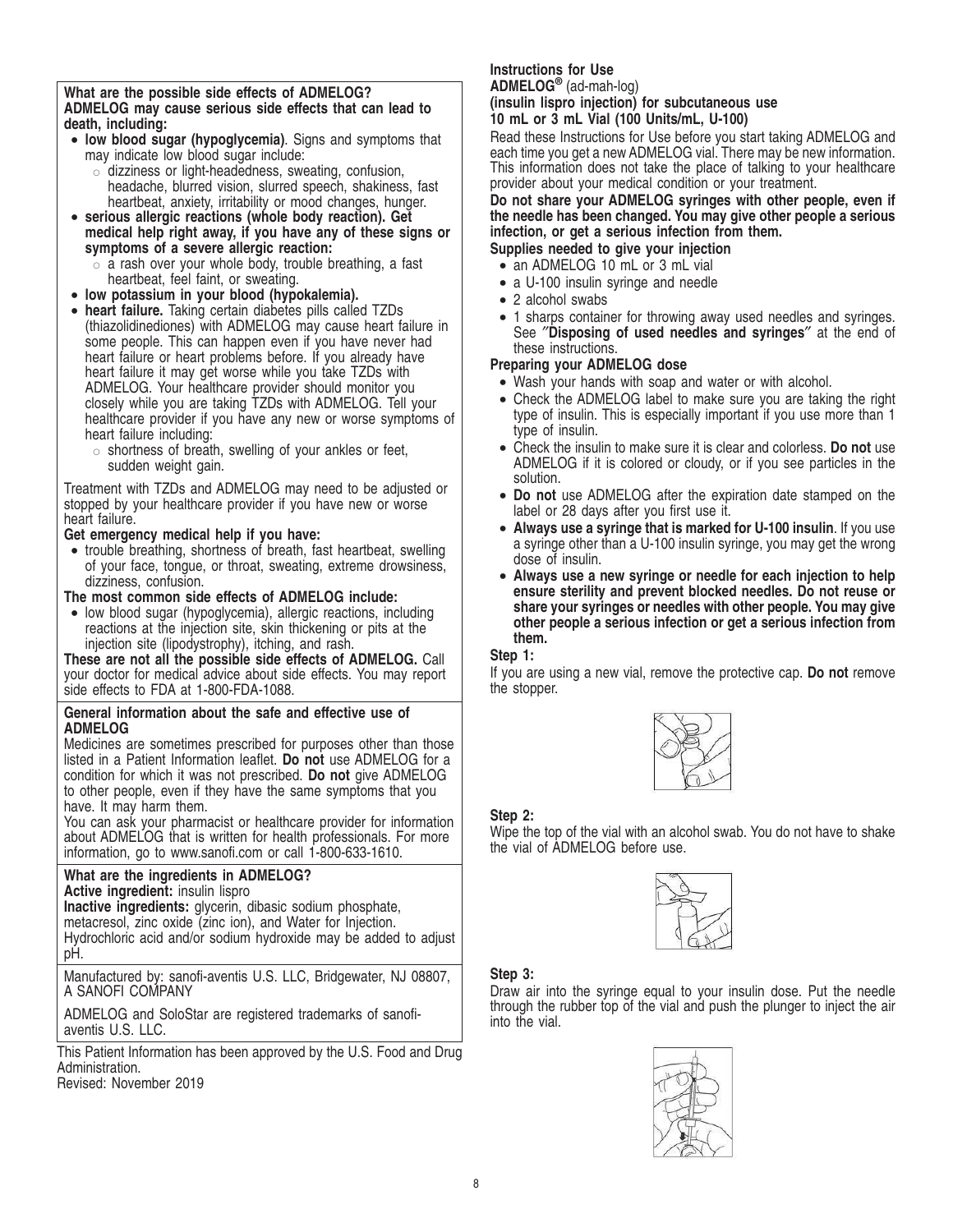**What are the possible side effects of ADMELOG?**
**ADMELOG may cause serious side effects that can lead to death, including:**

- **low blood sugar (hypoglycemia)**. Signs and symptoms that may indicate low blood sugar include:
  - dizziness or light-headedness, sweating, confusion, headache, blurred vision, slurred speech, shakiness, fast heartbeat, anxiety, irritability or mood changes, hunger.
- **serious allergic reactions (whole body reaction). Get medical help right away, if you have any of these signs or symptoms of a severe allergic reaction:**
  - a rash over your whole body, trouble breathing, a fast heartbeat, feel faint, or sweating.
- **low potassium in your blood (hypokalemia).**
- **heart failure.** Taking certain diabetes pills called TZDs (thiazolidinediones) with ADMELOG may cause heart failure in some people. This can happen even if you have never had heart failure or heart problems before. If you already have heart failure it may get worse while you take TZDs with ADMELOG. Your healthcare provider should monitor you closely while you are taking TZDs with ADMELOG. Tell your healthcare provider if you have any new or worse symptoms of heart failure including:
  - shortness of breath, swelling of your ankles or feet, sudden weight gain.

Treatment with TZDs and ADMELOG may need to be adjusted or stopped by your healthcare provider if you have new or worse heart failure.

**Get emergency medical help if you have:**

- trouble breathing, shortness of breath, fast heartbeat, swelling of your face, tongue, or throat, sweating, extreme drowsiness, dizziness, confusion.

**The most common side effects of ADMELOG include:**

- low blood sugar (hypoglycemia), allergic reactions, including reactions at the injection site, skin thickening or pits at the injection site (lipodystrophy), itching, and rash.

**These are not all the possible side effects of ADMELOG.** Call your doctor for medical advice about side effects. You may report side effects to FDA at 1-800-FDA-1088.

**General information about the safe and effective use of ADMELOG**

Medicines are sometimes prescribed for purposes other than those listed in a Patient Information leaflet. **Do not** use ADMELOG for a condition for which it was not prescribed. **Do not** give ADMELOG to other people, even if they have the same symptoms that you have. It may harm them.

You can ask your pharmacist or healthcare provider for information about ADMELOG that is written for health professionals. For more information, go to www.sanofi.com or call 1-800-633-1610.

**What are the ingredients in ADMELOG?**

**Active ingredient:** insulin lispro

**Inactive ingredients:** glycerin, dibasic sodium phosphate, metacresol, zinc oxide (zinc ion), and Water for Injection. Hydrochloric acid and/or sodium hydroxide may be added to adjust pH.

Manufactured by: sanofi-aventis U.S. LLC, Bridgewater, NJ 08807, A SANOFI COMPANY

ADMELOG and SoloStar are registered trademarks of sanofi-aventis U.S. LLC.

This Patient Information has been approved by the U.S. Food and Drug Administration.
Revised: November 2019

## Instructions for Use

**ADMELOG®** (ad-mah-log)
**(insulin lispro injection) for subcutaneous use**
**10 mL or 3 mL Vial (100 Units/mL, U-100)**

Read these Instructions for Use before you start taking ADMELOG and each time you get a new ADMELOG vial. There may be new information. This information does not take the place of talking to your healthcare provider about your medical condition or your treatment.

**Do not share your ADMELOG syringes with other people, even if the needle has been changed. You may give other people a serious infection, or get a serious infection from them.**

**Supplies needed to give your injection**

- an ADMELOG 10 mL or 3 mL vial
- a U-100 insulin syringe and needle
- 2 alcohol swabs
- 1 sharps container for throwing away used needles and syringes. See "**Disposing of used needles and syringes**" at the end of these instructions.

**Preparing your ADMELOG dose**

- Wash your hands with soap and water or with alcohol.
- Check the ADMELOG label to make sure you are taking the right type of insulin. This is especially important if you use more than 1 type of insulin.
- Check the insulin to make sure it is clear and colorless. **Do not** use ADMELOG if it is colored or cloudy, or if you see particles in the solution.
- **Do not** use ADMELOG after the expiration date stamped on the label or 28 days after you first use it.
- **Always use a syringe that is marked for U-100 insulin**. If you use a syringe other than a U-100 insulin syringe, you may get the wrong dose of insulin.
- **Always use a new syringe or needle for each injection to help ensure sterility and prevent blocked needles. Do not reuse or share your syringes or needles with other people. You may give other people a serious infection or get a serious infection from them.**

**Step 1:**

If you are using a new vial, remove the protective cap. **Do not** remove the stopper.

**Step 2:**

Wipe the top of the vial with an alcohol swab. You do not have to shake the vial of ADMELOG before use.

**Step 3:**

Draw air into the syringe equal to your insulin dose. Put the needle through the rubber top of the vial and push the plunger to inject the air into the vial.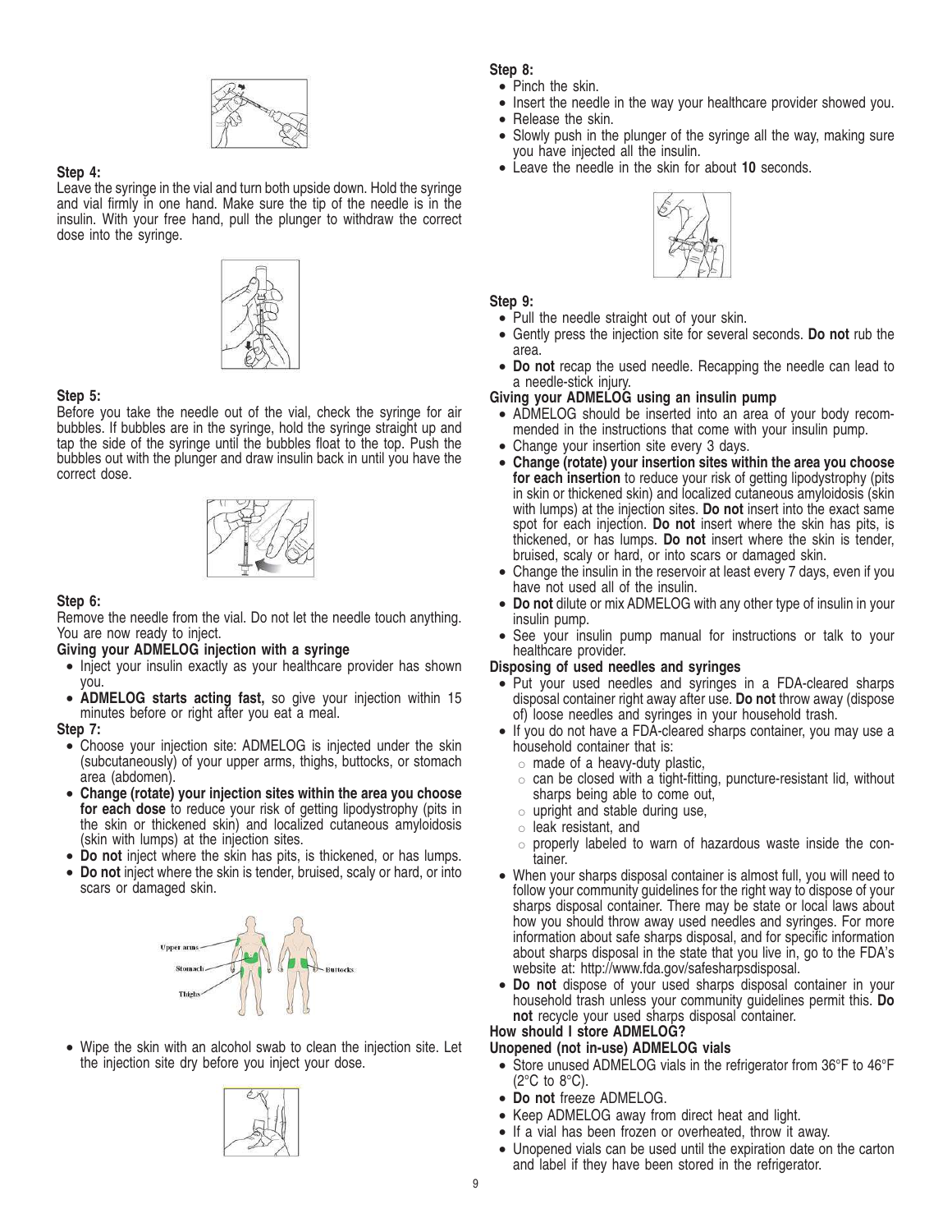**Step 4:**
Leave the syringe in the vial and turn both upside down. Hold the syringe and vial firmly in one hand. Make sure the tip of the needle is in the insulin. With your free hand, pull the plunger to withdraw the correct dose into the syringe.

**Step 5:**
Before you take the needle out of the vial, check the syringe for air bubbles. If bubbles are in the syringe, hold the syringe straight up and tap the side of the syringe until the bubbles float to the top. Push the bubbles out with the plunger and draw insulin back in until you have the correct dose.

**Step 6:**
Remove the needle from the vial. Do not let the needle touch anything. You are now ready to inject.

**Giving your ADMELOG injection with a syringe**

- Inject your insulin exactly as your healthcare provider has shown you.
- **ADMELOG starts acting fast,** so give your injection within 15 minutes before or right after you eat a meal.

**Step 7:**

- Choose your injection site: ADMELOG is injected under the skin (subcutaneously) of your upper arms, thighs, buttocks, or stomach area (abdomen).
- **Change (rotate) your injection sites within the area you choose for each dose** to reduce your risk of getting lipodystrophy (pits in the skin or thickened skin) and localized cutaneous amyloidosis (skin with lumps) at the injection sites.
- **Do not** inject where the skin has pits, is thickened, or has lumps.
- **Do not** inject where the skin is tender, bruised, scaly or hard, or into scars or damaged skin.

Upper arms
Stomach
Thighs
Buttocks

- Wipe the skin with an alcohol swab to clean the injection site. Let the injection site dry before you inject your dose.

**Step 8:**

- Pinch the skin.
- Insert the needle in the way your healthcare provider showed you.
- Release the skin.
- Slowly push in the plunger of the syringe all the way, making sure you have injected all the insulin.
- Leave the needle in the skin for about **10** seconds.

**Step 9:**

- Pull the needle straight out of your skin.
- Gently press the injection site for several seconds. **Do not** rub the area.
- **Do not** recap the used needle. Recapping the needle can lead to a needle-stick injury.

**Giving your ADMELOG using an insulin pump**

- ADMELOG should be inserted into an area of your body recommended in the instructions that come with your insulin pump.
- Change your insertion site every 3 days.
- **Change (rotate) your insertion sites within the area you choose for each insertion** to reduce your risk of getting lipodystrophy (pits in skin or thickened skin) and localized cutaneous amyloidosis (skin with lumps) at the injection sites. **Do not** insert into the exact same spot for each injection. **Do not** insert where the skin has pits, is thickened, or has lumps. **Do not** insert where the skin is tender, bruised, scaly or hard, or into scars or damaged skin.
- Change the insulin in the reservoir at least every 7 days, even if you have not used all of the insulin.
- **Do not** dilute or mix ADMELOG with any other type of insulin in your insulin pump.
- See your insulin pump manual for instructions or talk to your healthcare provider.

**Disposing of used needles and syringes**

- Put your used needles and syringes in a FDA-cleared sharps disposal container right away after use. **Do not** throw away (dispose of) loose needles and syringes in your household trash.
- If you do not have a FDA-cleared sharps container, you may use a household container that is:
  - made of a heavy-duty plastic,
  - can be closed with a tight-fitting, puncture-resistant lid, without sharps being able to come out,
  - upright and stable during use,
  - leak resistant, and
  - properly labeled to warn of hazardous waste inside the container.
- When your sharps disposal container is almost full, you will need to follow your community guidelines for the right way to dispose of your sharps disposal container. There may be state or local laws about how you should throw away used needles and syringes. For more information about safe sharps disposal, and for specific information about sharps disposal in the state that you live in, go to the FDA's website at: http://www.fda.gov/safesharpsdisposal.
- **Do not** dispose of your used sharps disposal container in your household trash unless your community guidelines permit this. **Do not** recycle your used sharps disposal container.

**How should I store ADMELOG?**

**Unopened (not in-use) ADMELOG vials**

- Store unused ADMELOG vials in the refrigerator from 36°F to 46°F (2°C to 8°C).
- **Do not** freeze ADMELOG.
- Keep ADMELOG away from direct heat and light.
- If a vial has been frozen or overheated, throw it away.
- Unopened vials can be used until the expiration date on the carton and label if they have been stored in the refrigerator.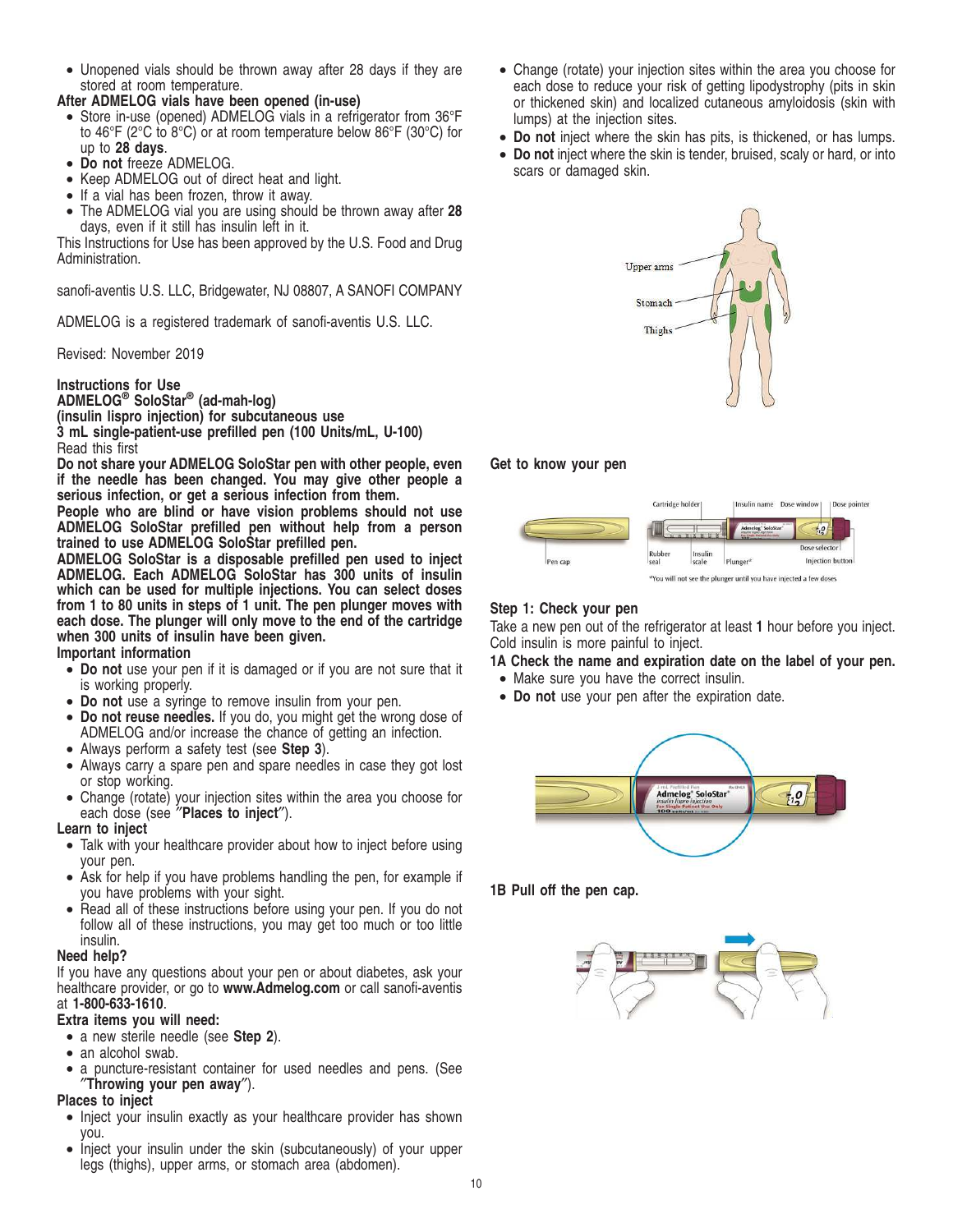- Unopened vials should be thrown away after 28 days if they are stored at room temperature.

**After ADMELOG vials have been opened (in-use)**

- Store in-use (opened) ADMELOG vials in a refrigerator from 36°F to 46°F (2°C to 8°C) or at room temperature below 86°F (30°C) for up to **28 days**.
- **Do not** freeze ADMELOG.
- Keep ADMELOG out of direct heat and light.
- If a vial has been frozen, throw it away.
- The ADMELOG vial you are using should be thrown away after **28** days, even if it still has insulin left in it.

This Instructions for Use has been approved by the U.S. Food and Drug Administration.

sanofi-aventis U.S. LLC, Bridgewater, NJ 08807, A SANOFI COMPANY

ADMELOG is a registered trademark of sanofi-aventis U.S. LLC.

Revised: November 2019

## Instructions for Use
## ADMELOG® SoloStar® (ad-mah-log)
## (insulin lispro injection) for subcutaneous use
## 3 mL single-patient-use prefilled pen (100 Units/mL, U-100)

Read this first

**Do not share your ADMELOG SoloStar pen with other people, even if the needle has been changed. You may give other people a serious infection, or get a serious infection from them.**

**People who are blind or have vision problems should not use ADMELOG SoloStar prefilled pen without help from a person trained to use ADMELOG SoloStar prefilled pen.**

**ADMELOG SoloStar is a disposable prefilled pen used to inject ADMELOG. Each ADMELOG SoloStar has 300 units of insulin which can be used for multiple injections. You can select doses from 1 to 80 units in steps of 1 unit. The pen plunger moves with each dose. The plunger will only move to the end of the cartridge when 300 units of insulin have been given.**

**Important information**

- **Do not** use your pen if it is damaged or if you are not sure that it is working properly.
- **Do not** use a syringe to remove insulin from your pen.
- **Do not reuse needles.** If you do, you might get the wrong dose of ADMELOG and/or increase the chance of getting an infection.
- Always perform a safety test (see **Step 3**).
- Always carry a spare pen and spare needles in case they got lost or stop working.
- Change (rotate) your injection sites within the area you choose for each dose (see *"***Places to inject***"*).

**Learn to inject**

- Talk with your healthcare provider about how to inject before using your pen.
- Ask for help if you have problems handling the pen, for example if you have problems with your sight.
- Read all of these instructions before using your pen. If you do not follow all of these instructions, you may get too much or too little insulin.

**Need help?**

If you have any questions about your pen or about diabetes, ask your healthcare provider, or go to **www.Admelog.com** or call sanofi-aventis at **1-800-633-1610**.

**Extra items you will need:**

- a new sterile needle (see **Step 2**).
- an alcohol swab.
- a puncture-resistant container for used needles and pens. (See *"***Throwing your pen away***"*).

**Places to inject**

- Inject your insulin exactly as your healthcare provider has shown you.
- Inject your insulin under the skin (subcutaneously) of your upper legs (thighs), upper arms, or stomach area (abdomen).
- Change (rotate) your injection sites within the area you choose for each dose to reduce your risk of getting lipodystrophy (pits in skin or thickened skin) and localized cutaneous amyloidosis (skin with lumps) at the injection sites.
- **Do not** inject where the skin has pits, is thickened, or has lumps.
- **Do not** inject where the skin is tender, bruised, scaly or hard, or into scars or damaged skin.

Upper arms

Stomach

Thighs

**Get to know your pen**

Pen cap · Cartridge holder · Rubber seal · Insulin scale · Insulin name · Plunger* · Dose window · Dose pointer · Dose selector · Injection button

*You will not see the plunger until you have injected a few doses

**Step 1: Check your pen**

Take a new pen out of the refrigerator at least **1** hour before you inject. Cold insulin is more painful to inject.

**1A Check the name and expiration date on the label of your pen.**

- Make sure you have the correct insulin.
- **Do not** use your pen after the expiration date.

**1B Pull off the pen cap.**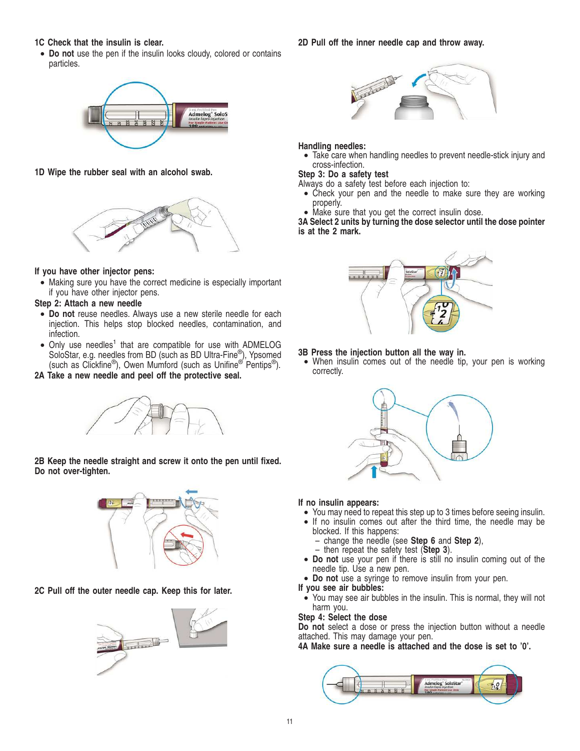**1C Check that the insulin is clear.**

- **Do not** use the pen if the insulin looks cloudy, colored or contains particles.

**1D Wipe the rubber seal with an alcohol swab.**

**If you have other injector pens:**

- Making sure you have the correct medicine is especially important if you have other injector pens.

**Step 2: Attach a new needle**

- **Do not** reuse needles. Always use a new sterile needle for each injection. This helps stop blocked needles, contamination, and infection.
- Only use needles[1] that are compatible for use with ADMELOG SoloStar, e.g. needles from BD (such as BD Ultra-Fine®), Ypsomed (such as Clickfine®), Owen Mumford (such as Unifine® Pentips®).

**2A Take a new needle and peel off the protective seal.**

**2B Keep the needle straight and screw it onto the pen until fixed. Do not over-tighten.**

**2C Pull off the outer needle cap. Keep this for later.**

**2D Pull off the inner needle cap and throw away.**

**Handling needles:**

- Take care when handling needles to prevent needle-stick injury and cross-infection.

**Step 3: Do a safety test**

Always do a safety test before each injection to:

- Check your pen and the needle to make sure they are working properly.
- Make sure that you get the correct insulin dose.

**3A Select 2 units by turning the dose selector until the dose pointer is at the 2 mark.**

**3B Press the injection button all the way in.**

- When insulin comes out of the needle tip, your pen is working correctly.

**If no insulin appears:**

- You may need to repeat this step up to 3 times before seeing insulin.
- If no insulin comes out after the third time, the needle may be blocked. If this happens:
  - change the needle (see **Step 6** and **Step 2**),
  - then repeat the safety test (**Step 3**).
- **Do not** use your pen if there is still no insulin coming out of the needle tip. Use a new pen.
- **Do not** use a syringe to remove insulin from your pen.

**If you see air bubbles:**

- You may see air bubbles in the insulin. This is normal, they will not harm you.

**Step 4: Select the dose**

**Do not** select a dose or press the injection button without a needle attached. This may damage your pen.

**4A Make sure a needle is attached and the dose is set to '0'.**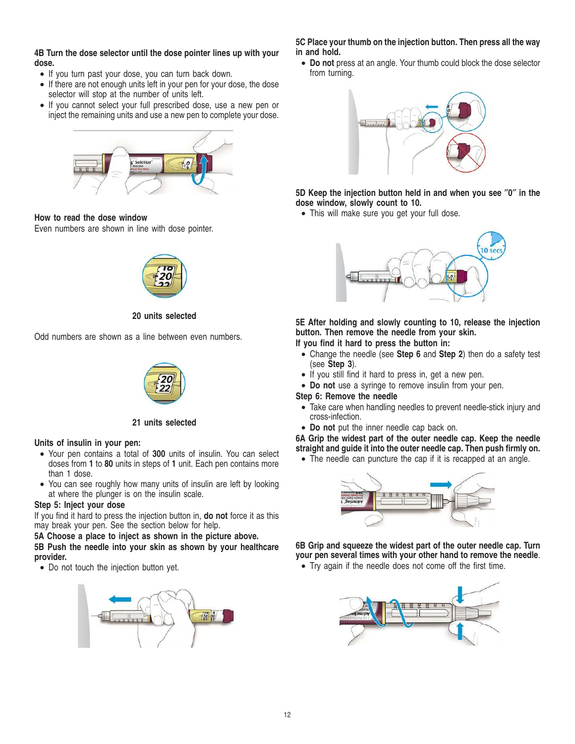**4B Turn the dose selector until the dose pointer lines up with your dose.**

- If you turn past your dose, you can turn back down.
- If there are not enough units left in your pen for your dose, the dose selector will stop at the number of units left.
- If you cannot select your full prescribed dose, use a new pen or inject the remaining units and use a new pen to complete your dose.

**How to read the dose window**

Even numbers are shown in line with dose pointer.

**20 units selected**

Odd numbers are shown as a line between even numbers.

**21 units selected**

**Units of insulin in your pen:**

- Your pen contains a total of **300** units of insulin. You can select doses from **1** to **80** units in steps of **1** unit. Each pen contains more than 1 dose.
- You can see roughly how many units of insulin are left by looking at where the plunger is on the insulin scale.

**Step 5: Inject your dose**

If you find it hard to press the injection button in, **do not** force it as this may break your pen. See the section below for help.

**5A Choose a place to inject as shown in the picture above.**

**5B Push the needle into your skin as shown by your healthcare provider.**

- Do not touch the injection button yet.

**5C Place your thumb on the injection button. Then press all the way in and hold.**

- **Do not** press at an angle. Your thumb could block the dose selector from turning.

**5D Keep the injection button held in and when you see "0" in the dose window, slowly count to 10.**

- This will make sure you get your full dose.

**5E After holding and slowly counting to 10, release the injection button. Then remove the needle from your skin.**

**If you find it hard to press the button in:**

- Change the needle (see **Step 6** and **Step 2**) then do a safety test (see **Step 3**).
- If you still find it hard to press in, get a new pen.
- **Do not** use a syringe to remove insulin from your pen.

**Step 6: Remove the needle**

- Take care when handling needles to prevent needle-stick injury and cross-infection.
- **Do not** put the inner needle cap back on.

**6A Grip the widest part of the outer needle cap. Keep the needle straight and guide it into the outer needle cap. Then push firmly on.**

- The needle can puncture the cap if it is recapped at an angle.

**6B Grip and squeeze the widest part of the outer needle cap. Turn your pen several times with your other hand to remove the needle.**

- Try again if the needle does not come off the first time.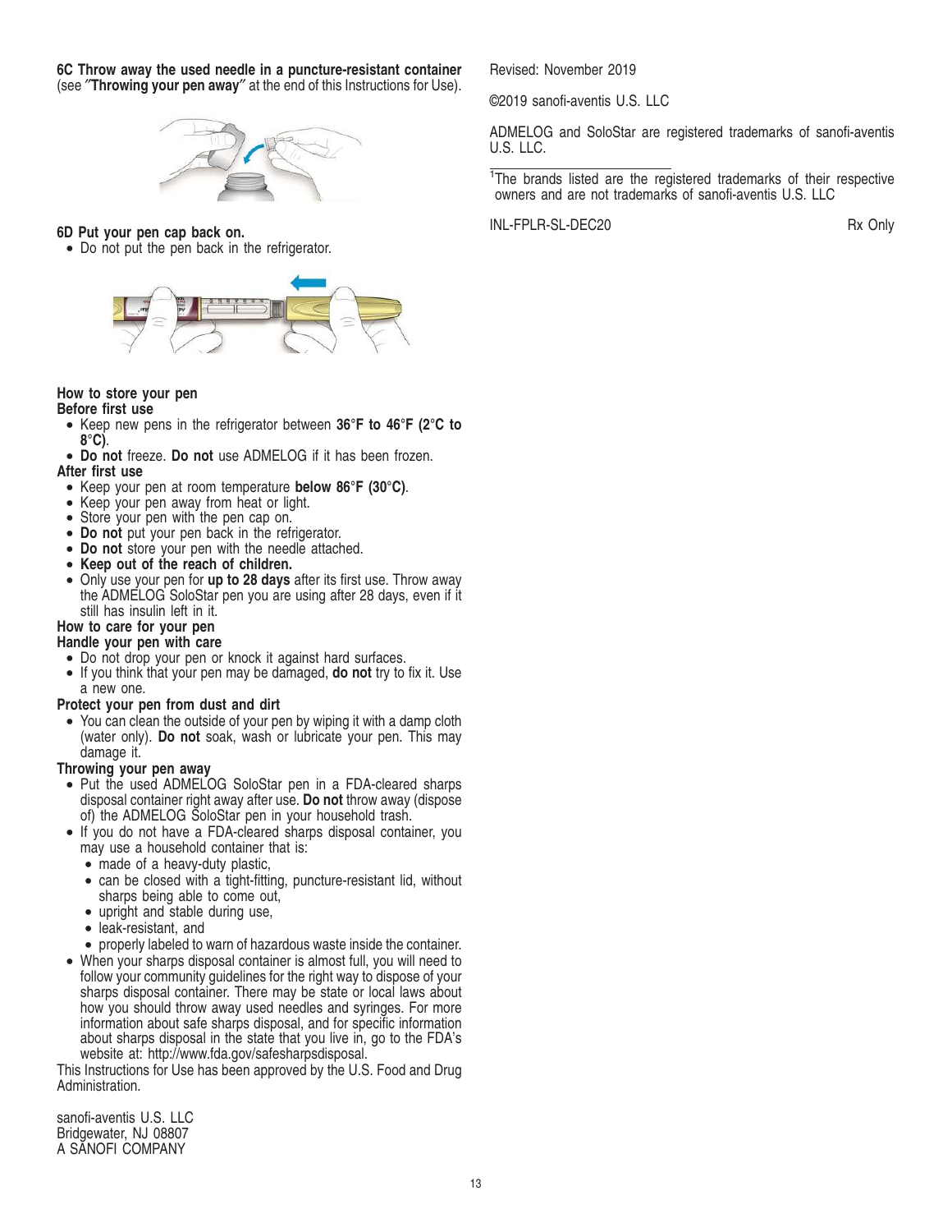**6C Throw away the used needle in a puncture-resistant container** (see "**Throwing your pen away**" at the end of this Instructions for Use).

**6D Put your pen cap back on.**

- Do not put the pen back in the refrigerator.

**How to store your pen**

**Before first use**

- Keep new pens in the refrigerator between **36°F to 46°F (2°C to 8°C)**.
- **Do not** freeze. **Do not** use ADMELOG if it has been frozen.

**After first use**

- Keep your pen at room temperature **below 86°F (30°C)**.
- Keep your pen away from heat or light.
- Store your pen with the pen cap on.
- **Do not** put your pen back in the refrigerator.
- **Do not** store your pen with the needle attached.
- **Keep out of the reach of children.**
- Only use your pen for **up to 28 days** after its first use. Throw away the ADMELOG SoloStar pen you are using after 28 days, even if it still has insulin left in it.

**How to care for your pen**

**Handle your pen with care**

- Do not drop your pen or knock it against hard surfaces.
- If you think that your pen may be damaged, **do not** try to fix it. Use a new one.

**Protect your pen from dust and dirt**

- You can clean the outside of your pen by wiping it with a damp cloth (water only). **Do not** soak, wash or lubricate your pen. This may damage it.

**Throwing your pen away**

- Put the used ADMELOG SoloStar pen in a FDA-cleared sharps disposal container right away after use. **Do not** throw away (dispose of) the ADMELOG SoloStar pen in your household trash.
- If you do not have a FDA-cleared sharps disposal container, you may use a household container that is:
  - made of a heavy-duty plastic,
  - can be closed with a tight-fitting, puncture-resistant lid, without sharps being able to come out,
  - upright and stable during use,
  - leak-resistant, and
  - properly labeled to warn of hazardous waste inside the container.
- When your sharps disposal container is almost full, you will need to follow your community guidelines for the right way to dispose of your sharps disposal container. There may be state or local laws about how you should throw away used needles and syringes. For more information about safe sharps disposal, and for specific information about sharps disposal in the state that you live in, go to the FDA's website at: http://www.fda.gov/safesharpsdisposal.

This Instructions for Use has been approved by the U.S. Food and Drug Administration.

sanofi-aventis U.S. LLC
Bridgewater, NJ 08807
A SANOFI COMPANY

Revised: November 2019

©2019 sanofi-aventis U.S. LLC

ADMELOG and SoloStar are registered trademarks of sanofi-aventis U.S. LLC.

[1]The brands listed are the registered trademarks of their respective owners and are not trademarks of sanofi-aventis U.S. LLC

INL-FPLR-SL-DEC20

Rx Only